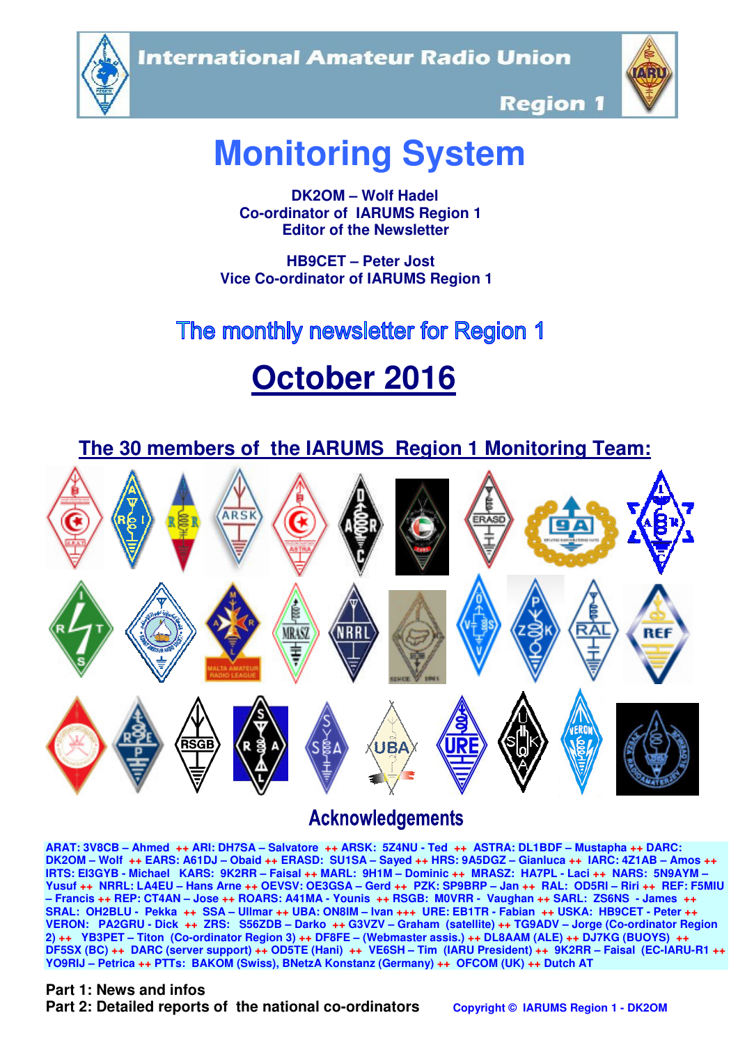International Amateur Radio Union

Region 1

# Monitoring System

**DK2OM – Wolf Hadel**
**Co-ordinator of IARUMS Region 1**
**Editor of the Newsletter**

**HB9CET – Peter Jost**
**Vice Co-ordinator of IARUMS Region 1**

## The monthly newsletter for Region 1

# October 2016

## The 30 members of the IARUMS Region 1 Monitoring Team:

## Acknowledgements

ARAT: 3V8CB – Ahmed ++ ARI: DH7SA – Salvatore ++ ARSK: 5Z4NU - Ted ++ ASTRA: DL1BDF – Mustapha ++ DARC: DK2OM – Wolf ++ EARS: A61DJ – Obaid ++ ERASD: SU1SA – Sayed ++ HRS: 9A5DGZ – Gianluca ++ IARC: 4Z1AB – Amos ++ IRTS: EI3GYB - Michael KARS: 9K2RR – Faisal ++ MARL: 9H1M – Dominic ++ MRASZ: HA7PL - Laci ++ NARS: 5N9AYM – Yusuf ++ NRRL: LA4EU – Hans Arne ++ OEVSV: OE3GSA – Gerd ++ PZK: SP9BRP – Jan ++ RAL: OD5RI – Riri ++ REF: F5MIU – Francis ++ REP: CT4AN – Jose ++ ROARS: A41MA - Younis ++ RSGB: M0VRR - Vaughan ++ SARL: ZS6NS - James ++ SRAL: OH2BLU - Pekka ++ SSA – Ullmar ++ UBA: ON8IM – Ivan +++ URE: EB1TR - Fabian ++ USKA: HB9CET - Peter ++ VERON: PA2GRU - Dick ++ ZRS: S56ZDB – Darko ++ G3VZV – Graham (satellite) ++ TG9ADV – Jorge (Co-ordinator Region 2) ++ YB3PET – Titon (Co-ordinator Region 3) ++ DF8FE – (Webmaster assis.) ++ DL8AAM (ALE) ++ DJ7KG (BUOYS) ++ DF5SX (BC) ++ DARC (server support) ++ OD5TE (Hani) ++ VE6SH – Tim (IARU President) ++ 9K2RR – Faisal (EC-IARU-R1 ++ YO9RIJ – Petrica ++ PTTs: BAKOM (Swiss), BNetzA Konstanz (Germany) ++ OFCOM (UK) ++ Dutch AT

**Part 1: News and infos**
**Part 2: Detailed reports of the national co-ordinators**

Copyright © IARUMS Region 1 - DK2OM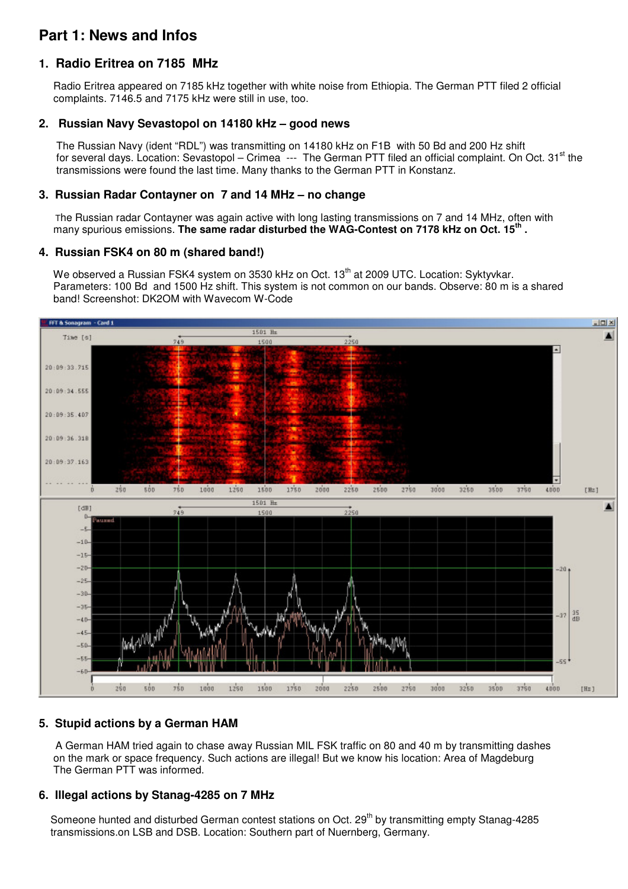# Part 1: News and Infos

## 1. Radio Eritrea on 7185 MHz

Radio Eritrea appeared on 7185 kHz together with white noise from Ethiopia. The German PTT filed 2 official complaints. 7146.5 and 7175 kHz were still in use, too.

## 2. Russian Navy Sevastopol on 14180 kHz – good news

The Russian Navy (ident "RDL") was transmitting on 14180 kHz on F1B with 50 Bd and 200 Hz shift for several days. Location: Sevastopol – Crimea --- The German PTT filed an official complaint. On Oct. 31st the transmissions were found the last time. Many thanks to the German PTT in Konstanz.

## 3. Russian Radar Contayner on 7 and 14 MHz – no change

The Russian radar Contayner was again active with long lasting transmissions on 7 and 14 MHz, often with many spurious emissions. **The same radar disturbed the WAG-Contest on 7178 kHz on Oct. 15th .**

## 4. Russian FSK4 on 80 m (shared band!)

We observed a Russian FSK4 system on 3530 kHz on Oct. 13th at 2009 UTC. Location: Syktyvkar. Parameters: 100 Bd and 1500 Hz shift. This system is not common on our bands. Observe: 80 m is a shared band! Screenshot: DK2OM with Wavecom W-Code

## 5. Stupid actions by a German HAM

A German HAM tried again to chase away Russian MIL FSK traffic on 80 and 40 m by transmitting dashes on the mark or space frequency. Such actions are illegal! But we know his location: Area of Magdeburg The German PTT was informed.

## 6. Illegal actions by Stanag-4285 on 7 MHz

Someone hunted and disturbed German contest stations on Oct. 29th by transmitting empty Stanag-4285 transmissions.on LSB and DSB. Location: Southern part of Nuernberg, Germany.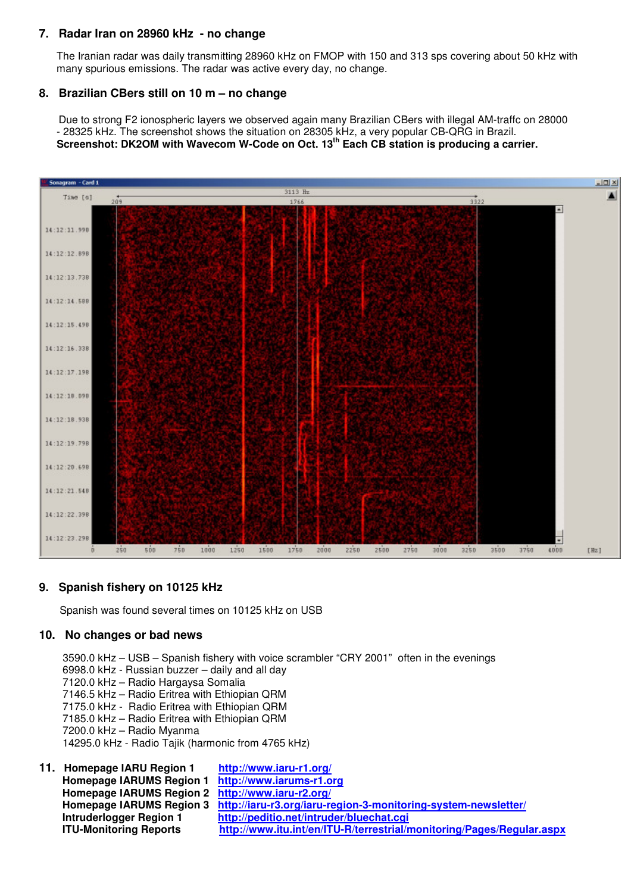## 7. Radar Iran on 28960 kHz - no change

The Iranian radar was daily transmitting 28960 kHz on FMOP with 150 and 313 sps covering about 50 kHz with many spurious emissions. The radar was active every day, no change.

## 8. Brazilian CBers still on 10 m – no change

Due to strong F2 ionospheric layers we observed again many Brazilian CBers with illegal AM-traffc on 28000 - 28325 kHz. The screenshot shows the situation on 28305 kHz, a very popular CB-QRG in Brazil.
**Screenshot: DK2OM with Wavecom W-Code on Oct. 13th Each CB station is producing a carrier.**

## 9. Spanish fishery on 10125 kHz

Spanish was found several times on 10125 kHz on USB

## 10. No changes or bad news

3590.0 kHz – USB – Spanish fishery with voice scrambler "CRY 2001" often in the evenings
6998.0 kHz - Russian buzzer – daily and all day
7120.0 kHz – Radio Hargaysa Somalia
7146.5 kHz – Radio Eritrea with Ethiopian QRM
7175.0 kHz - Radio Eritrea with Ethiopian QRM
7185.0 kHz – Radio Eritrea with Ethiopian QRM
7200.0 kHz – Radio Myanma
14295.0 kHz - Radio Tajik (harmonic from 4765 kHz)

## 11.

| | |
|---|---|
| **Homepage IARU Region 1** | http://www.iaru-r1.org/ |
| **Homepage IARUMS Region 1** | http://www.iarums-r1.org |
| **Homepage IARUMS Region 2** | http://www.iaru-r2.org/ |
| **Homepage IARUMS Region 3** | http://iaru-r3.org/iaru-region-3-monitoring-system-newsletter/ |
| **Intruderlogger Region 1** | http://peditio.net/intruder/bluechat.cgi |
| **ITU-Monitoring Reports** | http://www.itu.int/en/ITU-R/terrestrial/monitoring/Pages/Regular.aspx |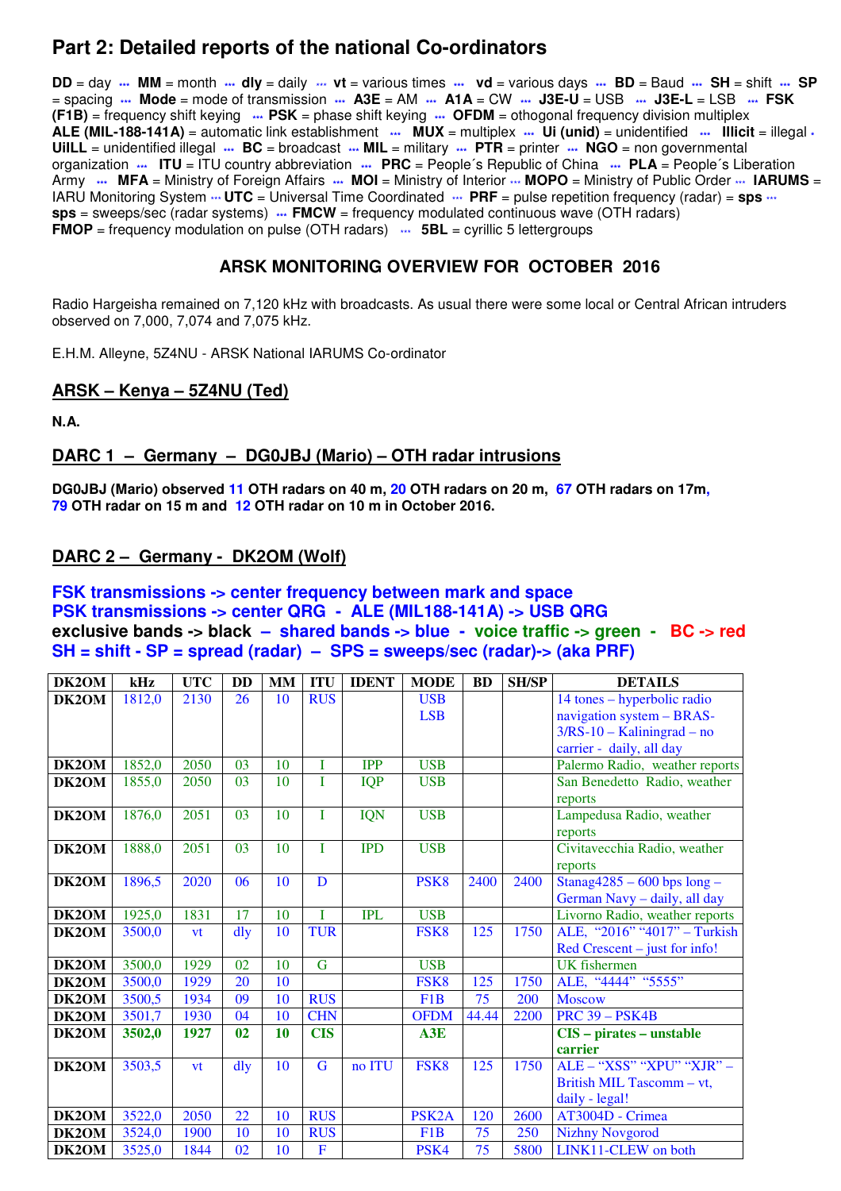# Part 2: Detailed reports of the national Co-ordinators

**DD** = day ··· **MM** = month ··· **dly** = daily ··· **vt** = various times ··· **vd** = various days ··· **BD** = Baud ··· **SH** = shift ··· **SP** = spacing ··· **Mode** = mode of transmission ··· **A3E** = AM ··· **A1A** = CW ··· **J3E-U** = USB ··· **J3E-L** = LSB ··· **FSK (F1B)** = frequency shift keying ··· **PSK** = phase shift keying ··· **OFDM** = othogonal frequency division multiplex **ALE (MIL-188-141A)** = automatic link establishment ··· **MUX** = multiplex ··· **Ui (unid)** = unidentified ··· **Illicit** = illegal · **UiILL** = unidentified illegal ··· **BC** = broadcast ··· **MIL** = military ··· **PTR** = printer ··· **NGO** = non governmental organization ··· **ITU** = ITU country abbreviation ··· **PRC** = People´s Republic of China ··· **PLA** = People´s Liberation Army ··· **MFA** = Ministry of Foreign Affairs ··· **MOI** = Ministry of Interior ··· **MOPO** = Ministry of Public Order ··· **IARUMS** = IARU Monitoring System ··· **UTC** = Universal Time Coordinated ··· **PRF** = pulse repetition frequency (radar) = **sps** ··· **sps** = sweeps/sec (radar systems) ··· **FMCW** = frequency modulated continuous wave (OTH radars) **FMOP** = frequency modulation on pulse (OTH radars) ··· **5BL** = cyrillic 5 lettergroups

## ARSK MONITORING OVERVIEW FOR OCTOBER 2016

Radio Hargeisha remained on 7,120 kHz with broadcasts. As usual there were some local or Central African intruders observed on 7,000, 7,074 and 7,075 kHz.

E.H.M. Alleyne, 5Z4NU - ARSK National IARUMS Co-ordinator

## ARSK – Kenya – 5Z4NU (Ted)

**N.A.**

## DARC 1 – Germany – DG0JBJ (Mario) – OTH radar intrusions

**DG0JBJ (Mario) observed 11 OTH radars on 40 m, 20 OTH radars on 20 m, 67 OTH radars on 17m, 79 OTH radar on 15 m and 12 OTH radar on 10 m in October 2016.**

## DARC 2 – Germany - DK2OM (Wolf)

**FSK transmissions -> center frequency between mark and space**
**PSK transmissions -> center QRG - ALE (MIL188-141A) -> USB QRG**
**exclusive bands -> black – shared bands -> blue - voice traffic -> green - BC -> red**
**SH = shift - SP = spread (radar) – SPS = sweeps/sec (radar)-> (aka PRF)**

| DK2OM | kHz | UTC | DD | MM | ITU | IDENT | MODE | BD | SH/SP | DETAILS |
|---|---|---|---|---|---|---|---|---|---|---|
| DK2OM | 1812,0 | 2130 | 26 | 10 | RUS | | USB LSB | | | 14 tones – hyperbolic radio navigation system – BRAS-3/RS-10 – Kaliningrad – no carrier - daily, all day |
| DK2OM | 1852,0 | 2050 | 03 | 10 | I | IPP | USB | | | Palermo Radio, weather reports |
| DK2OM | 1855,0 | 2050 | 03 | 10 | I | IQP | USB | | | San Benedetto Radio, weather reports |
| DK2OM | 1876,0 | 2051 | 03 | 10 | I | IQN | USB | | | Lampedusa Radio, weather reports |
| DK2OM | 1888,0 | 2051 | 03 | 10 | I | IPD | USB | | | Civitavecchia Radio, weather reports |
| DK2OM | 1896,5 | 2020 | 06 | 10 | D | | PSK8 | 2400 | 2400 | Stanag4285 – 600 bps long – German Navy – daily, all day |
| DK2OM | 1925,0 | 1831 | 17 | 10 | I | IPL | USB | | | Livorno Radio, weather reports |
| DK2OM | 3500,0 | vt | dly | 10 | TUR | | FSK8 | 125 | 1750 | ALE, "2016" "4017" – Turkish Red Crescent – just for info! |
| DK2OM | 3500,0 | 1929 | 02 | 10 | G | | USB | | | UK fishermen |
| DK2OM | 3500,0 | 1929 | 20 | 10 | | | FSK8 | 125 | 1750 | ALE, "4444" "5555" |
| DK2OM | 3500,5 | 1934 | 09 | 10 | RUS | | F1B | 75 | 200 | Moscow |
| DK2OM | 3501,7 | 1930 | 04 | 10 | CHN | | OFDM | 44.44 | 2200 | PRC 39 – PSK4B |
| **DK2OM** | **3502,0** | **1927** | **02** | **10** | **CIS** | | **A3E** | | | **CIS – pirates – unstable carrier** |
| DK2OM | 3503,5 | vt | dly | 10 | G | no ITU | FSK8 | 125 | 1750 | ALE – "XSS" "XPU" "XJR" – British MIL Tascomm – vt, daily - legal! |
| DK2OM | 3522,0 | 2050 | 22 | 10 | RUS | | PSK2A | 120 | 2600 | AT3004D - Crimea |
| DK2OM | 3524,0 | 1900 | 10 | 10 | RUS | | F1B | 75 | 250 | Nizhny Novgorod |
| DK2OM | 3525,0 | 1844 | 02 | 10 | F | | PSK4 | 75 | 5800 | LINK11-CLEW on both |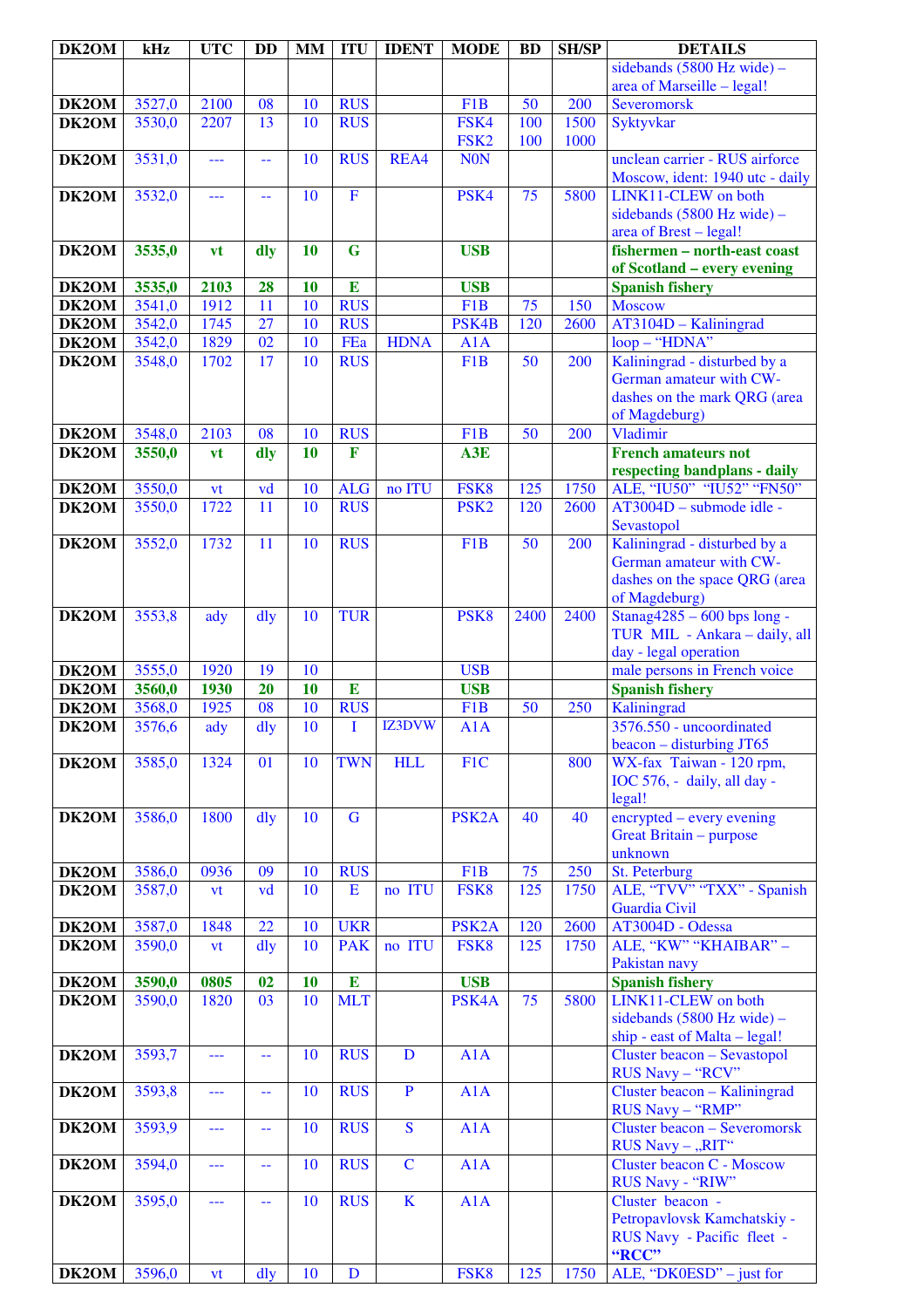| DK2OM | kHz | UTC | DD | MM | ITU | IDENT | MODE | BD | SH/SP | DETAILS |
|---|---|---|---|---|---|---|---|---|---|---|
| | | | | | | | | | | sidebands (5800 Hz wide) – area of Marseille – legal! |
| DK2OM | 3527,0 | 2100 | 08 | 10 | RUS | | F1B | 50 | 200 | Severomorsk |
| DK2OM | 3530,0 | 2207 | 13 | 10 | RUS | | FSK4 FSK2 | 100 100 | 1500 1000 | Syktyvkar |
| DK2OM | 3531,0 | --- | -- | 10 | RUS | REA4 | N0N | | | unclean carrier - RUS airforce Moscow, ident: 1940 utc - daily |
| DK2OM | 3532,0 | --- | -- | 10 | F | | PSK4 | 75 | 5800 | LINK11-CLEW on both sidebands (5800 Hz wide) – area of Brest – legal! |
| **DK2OM** | **3535,0** | **vt** | **dly** | **10** | **G** | | **USB** | | | **fishermen – north-east coast of Scotland – every evening** |
| **DK2OM** | **3535,0** | **2103** | **28** | **10** | **E** | | **USB** | | | **Spanish fishery** |
| DK2OM | 3541,0 | 1912 | 11 | 10 | RUS | | F1B | 75 | 150 | Moscow |
| DK2OM | 3542,0 | 1745 | 27 | 10 | RUS | | PSK4B | 120 | 2600 | AT3104D – Kaliningrad |
| DK2OM | 3542,0 | 1829 | 02 | 10 | FEa | HDNA | A1A | | | loop – “HDNA” |
| DK2OM | 3548,0 | 1702 | 17 | 10 | RUS | | F1B | 50 | 200 | Kaliningrad - disturbed by a German amateur with CW-dashes on the mark QRG (area of Magdeburg) |
| DK2OM | 3548,0 | 2103 | 08 | 10 | RUS | | F1B | 50 | 200 | Vladimir |
| **DK2OM** | **3550,0** | **vt** | **dly** | **10** | **F** | | **A3E** | | | **French amateurs not respecting bandplans - daily** |
| DK2OM | 3550,0 | vt | vd | 10 | ALG | no ITU | FSK8 | 125 | 1750 | ALE, “IU50” “IU52” “FN50” |
| DK2OM | 3550,0 | 1722 | 11 | 10 | RUS | | PSK2 | 120 | 2600 | AT3004D – submode idle - Sevastopol |
| DK2OM | 3552,0 | 1732 | 11 | 10 | RUS | | F1B | 50 | 200 | Kaliningrad - disturbed by a German amateur with CW-dashes on the space QRG (area of Magdeburg) |
| DK2OM | 3553,8 | ady | dly | 10 | TUR | | PSK8 | 2400 | 2400 | Stanag4285 – 600 bps long - TUR MIL - Ankara – daily, all day - legal operation |
| DK2OM | 3555,0 | 1920 | 19 | 10 | | | USB | | | male persons in French voice |
| **DK2OM** | **3560,0** | **1930** | **20** | **10** | **E** | | **USB** | | | **Spanish fishery** |
| DK2OM | 3568,0 | 1925 | 08 | 10 | RUS | | F1B | 50 | 250 | Kaliningrad |
| DK2OM | 3576,6 | ady | dly | 10 | I | IZ3DVW | A1A | | | 3576.550 - uncoordinated beacon – disturbing JT65 |
| DK2OM | 3585,0 | 1324 | 01 | 10 | TWN | HLL | F1C | | 800 | WX-fax Taiwan - 120 rpm, IOC 576, - daily, all day - legal! |
| DK2OM | 3586,0 | 1800 | dly | 10 | G | | PSK2A | 40 | 40 | encrypted – every evening Great Britain – purpose unknown |
| DK2OM | 3586,0 | 0936 | 09 | 10 | RUS | | F1B | 75 | 250 | St. Peterburg |
| DK2OM | 3587,0 | vt | vd | 10 | E | no ITU | FSK8 | 125 | 1750 | ALE, “TVV” “TXX” - Spanish Guardia Civil |
| DK2OM | 3587,0 | 1848 | 22 | 10 | UKR | | PSK2A | 120 | 2600 | AT3004D - Odessa |
| DK2OM | 3590,0 | vt | dly | 10 | PAK | no ITU | FSK8 | 125 | 1750 | ALE, “KW” “KHAIBAR” – Pakistan navy |
| **DK2OM** | **3590,0** | **0805** | **02** | **10** | **E** | | **USB** | | | **Spanish fishery** |
| DK2OM | 3590,0 | 1820 | 03 | 10 | MLT | | PSK4A | 75 | 5800 | LINK11-CLEW on both sidebands (5800 Hz wide) – ship - east of Malta – legal! |
| DK2OM | 3593,7 | --- | -- | 10 | RUS | D | A1A | | | Cluster beacon – Sevastopol RUS Navy – “RCV” |
| DK2OM | 3593,8 | --- | -- | 10 | RUS | P | A1A | | | Cluster beacon – Kaliningrad RUS Navy – “RMP” |
| DK2OM | 3593,9 | --- | -- | 10 | RUS | S | A1A | | | Cluster beacon – Severomorsk RUS Navy – „RIT“ |
| DK2OM | 3594,0 | --- | -- | 10 | RUS | C | A1A | | | Cluster beacon C - Moscow RUS Navy - “RIW” |
| DK2OM | 3595,0 | --- | -- | 10 | RUS | K | A1A | | | Cluster beacon - Petropavlovsk Kamchatskiy - RUS Navy - Pacific fleet - **“RCC”** |
| DK2OM | 3596,0 | vt | dly | 10 | D | | FSK8 | 125 | 1750 | ALE, “DK0ESD” – just for |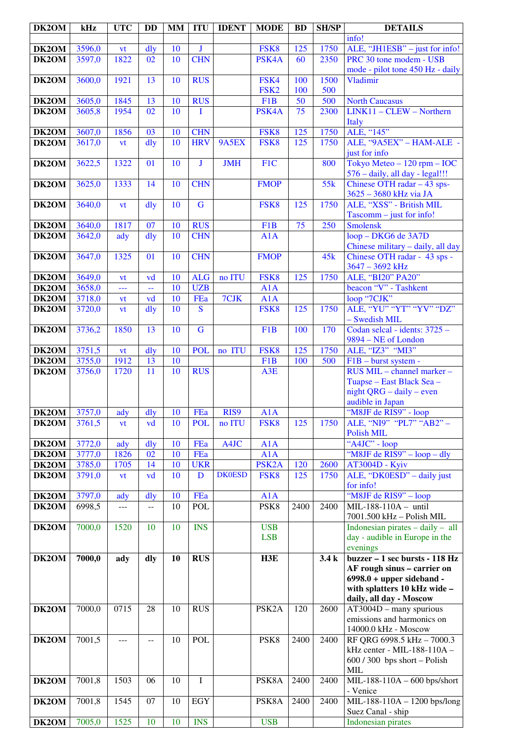| DK2OM | kHz | UTC | DD | MM | ITU | IDENT | MODE | BD | SH/SP | DETAILS |
|---|---|---|---|---|---|---|---|---|---|---|
| | | | | | | | | | | info! |
| DK2OM | 3596,0 | vt | dly | 10 | J | | FSK8 | 125 | 1750 | ALE, "JH1ESB" – just for info! |
| DK2OM | 3597,0 | 1822 | 02 | 10 | CHN | | PSK4A | 60 | 2350 | PRC 30 tone modem - USB mode - pilot tone 450 Hz - daily |
| DK2OM | 3600,0 | 1921 | 13 | 10 | RUS | | FSK4 FSK2 | 100 100 | 1500 500 | Vladimir |
| DK2OM | 3605,0 | 1845 | 13 | 10 | RUS | | F1B | 50 | 500 | North Caucasus |
| DK2OM | 3605,8 | 1954 | 02 | 10 | I | | PSK4A | 75 | 2300 | LINK11 – CLEW – Northern Italy |
| DK2OM | 3607,0 | 1856 | 03 | 10 | CHN | | FSK8 | 125 | 1750 | ALE, "145" |
| DK2OM | 3617,0 | vt | dly | 10 | HRV | 9A5EX | FSK8 | 125 | 1750 | ALE, "9A5EX" – HAM-ALE - just for info |
| DK2OM | 3622,5 | 1322 | 01 | 10 | J | JMH | F1C | | 800 | Tokyo Meteo – 120 rpm – IOC 576 – daily, all day - legal!!! |
| DK2OM | 3625,0 | 1333 | 14 | 10 | CHN | | FMOP | | 55k | Chinese OTH radar – 43 sps- 3625 – 3680 kHz via JA |
| DK2OM | 3640,0 | vt | dly | 10 | G | | FSK8 | 125 | 1750 | ALE, "XSS" - British MIL Tascomm – just for info! |
| DK2OM | 3640,0 | 1817 | 07 | 10 | RUS | | F1B | 75 | 250 | Smolensk |
| DK2OM | 3642,0 | ady | dly | 10 | CHN | | A1A | | | loop – DKG6 de 3A7D Chinese military – daily, all day |
| DK2OM | 3647,0 | 1325 | 01 | 10 | CHN | | FMOP | | 45k | Chinese OTH radar - 43 sps - 3647 – 3692 kHz |
| DK2OM | 3649,0 | vt | vd | 10 | ALG | no ITU | FSK8 | 125 | 1750 | ALE, "BI20" PA20" |
| DK2OM | 3658,0 | --- | -- | 10 | UZB | | A1A | | | beacon "V" - Tashkent |
| DK2OM | 3718,0 | vt | vd | 10 | FEa | 7CJK | A1A | | | loop "7CJK" |
| DK2OM | 3720,0 | vt | dly | 10 | S | | FSK8 | 125 | 1750 | ALE, "YU" "YT" "YV" "DZ" – Swedish MIL |
| DK2OM | 3736,2 | 1850 | 13 | 10 | G | | F1B | 100 | 170 | Codan selcal - idents: 3725 – 9894 – NE of London |
| DK2OM | 3751,5 | vt | dly | 10 | POL | no ITU | FSK8 | 125 | 1750 | ALE, "IZ3" "MI3" |
| DK2OM | 3755,0 | 1912 | 13 | 10 | | | F1B | 100 | 500 | F1B – burst system - |
| DK2OM | 3756,0 | 1720 | 11 | 10 | RUS | | A3E | | | RUS MIL – channel marker – Tuapse – East Black Sea – night QRG – daily – even audible in Japan |
| DK2OM | 3757,0 | ady | dly | 10 | FEa | RIS9 | A1A | | | "M8JF de RIS9" - loop |
| DK2OM | 3761,5 | vt | vd | 10 | POL | no ITU | FSK8 | 125 | 1750 | ALE, "NI9" "PL7" "AB2" – Polish MIL |
| DK2OM | 3772,0 | ady | dly | 10 | FEa | A4JC | A1A | | | "A4JC" - loop |
| DK2OM | 3777,0 | 1826 | 02 | 10 | FEa | | A1A | | | "M8JF de RIS9" – loop – dly |
| DK2OM | 3785,0 | 1705 | 14 | 10 | UKR | | PSK2A | 120 | 2600 | AT3004D - Kyiv |
| DK2OM | 3791,0 | vt | vd | 10 | D | DK0ESD | FSK8 | 125 | 1750 | ALE, "DK0ESD" – daily just for info! |
| DK2OM | 3797,0 | ady | dly | 10 | FEa | | A1A | | | "M8JF de RIS9" – loop |
| DK2OM | 6998,5 | --- | -- | 10 | POL | | PSK8 | 2400 | 2400 | MIL-188-110A – until 7001.500 kHz – Polish MIL |
| DK2OM | 7000,0 | 1520 | 10 | 10 | INS | | USB LSB | | | Indonesian pirates – daily – all day - audible in Europe in the evenings |
| **DK2OM** | **7000,0** | **ady** | **dly** | **10** | **RUS** | | **H3E** | | **3.4 k** | **buzzer – 1 sec bursts - 118 Hz AF rough sinus – carrier on 6998.0 + upper sideband - with splatters 10 kHz wide – daily, all day - Moscow** |
| DK2OM | 7000,0 | 0715 | 28 | 10 | RUS | | PSK2A | 120 | 2600 | AT3004D – many spurious emissions and harmonics on 14000.0 kHz - Moscow |
| DK2OM | 7001,5 | --- | -- | 10 | POL | | PSK8 | 2400 | 2400 | RF QRG 6998.5 kHz – 7000.3 kHz center - MIL-188-110A – 600 / 300 bps short – Polish MIL |
| DK2OM | 7001,8 | 1503 | 06 | 10 | I | | PSK8A | 2400 | 2400 | MIL-188-110A – 600 bps/short - Venice |
| DK2OM | 7001,8 | 1545 | 07 | 10 | EGY | | PSK8A | 2400 | 2400 | MIL-188-110A – 1200 bps/long Suez Canal - ship |
| DK2OM | 7005,0 | 1525 | 10 | 10 | INS | | USB | | | Indonesian pirates |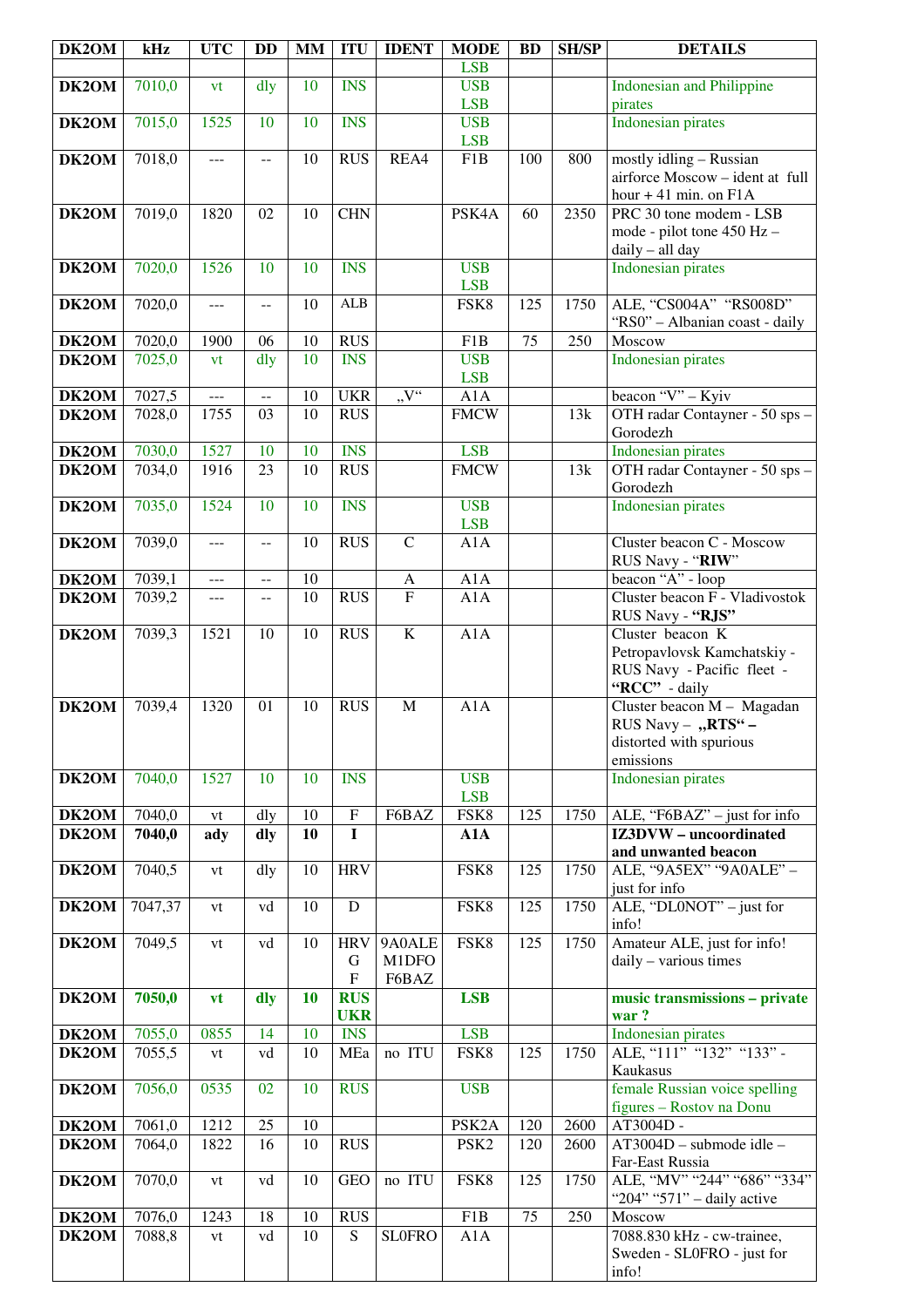| DK2OM | kHz | UTC | DD | MM | ITU | IDENT | MODE | BD | SH/SP | DETAILS |
|---|---|---|---|---|---|---|---|---|---|---|
| | | | | | | | LSB | | | |
| **DK2OM** | 7010,0 | vt | dly | 10 | INS | | USB LSB | | | Indonesian and Philippine pirates |
| **DK2OM** | 7015,0 | 1525 | 10 | 10 | INS | | USB LSB | | | Indonesian pirates |
| **DK2OM** | 7018,0 | --- | -- | 10 | RUS | REA4 | F1B | 100 | 800 | mostly idling – Russian airforce Moscow – ident at full hour + 41 min. on F1A |
| **DK2OM** | 7019,0 | 1820 | 02 | 10 | CHN | | PSK4A | 60 | 2350 | PRC 30 tone modem - LSB mode - pilot tone 450 Hz – daily – all day |
| **DK2OM** | 7020,0 | 1526 | 10 | 10 | INS | | USB LSB | | | Indonesian pirates |
| **DK2OM** | 7020,0 | --- | -- | 10 | ALB | | FSK8 | 125 | 1750 | ALE, "CS004A" "RS008D" "RS0" – Albanian coast - daily |
| **DK2OM** | 7020,0 | 1900 | 06 | 10 | RUS | | F1B | 75 | 250 | Moscow |
| **DK2OM** | 7025,0 | vt | dly | 10 | INS | | USB LSB | | | Indonesian pirates |
| **DK2OM** | 7027,5 | --- | -- | 10 | UKR | „V" | A1A | | | beacon "V" – Kyiv |
| **DK2OM** | 7028,0 | 1755 | 03 | 10 | RUS | | FMCW | | 13k | OTH radar Contayner - 50 sps – Gorodezh |
| **DK2OM** | 7030,0 | 1527 | 10 | 10 | INS | | LSB | | | Indonesian pirates |
| **DK2OM** | 7034,0 | 1916 | 23 | 10 | RUS | | FMCW | | 13k | OTH radar Contayner - 50 sps – Gorodezh |
| **DK2OM** | 7035,0 | 1524 | 10 | 10 | INS | | USB LSB | | | Indonesian pirates |
| **DK2OM** | 7039,0 | --- | -- | 10 | RUS | C | A1A | | | Cluster beacon C - Moscow RUS Navy - "**RIW**" |
| **DK2OM** | 7039,1 | --- | -- | 10 | | A | A1A | | | beacon "A" - loop |
| **DK2OM** | 7039,2 | --- | -- | 10 | RUS | F | A1A | | | Cluster beacon F - Vladivostok RUS Navy - **"RJS"** |
| **DK2OM** | 7039,3 | 1521 | 10 | 10 | RUS | K | A1A | | | Cluster beacon K Petropavlovsk Kamchatskiy - RUS Navy - Pacific fleet - **"RCC"** - daily |
| **DK2OM** | 7039,4 | 1320 | 01 | 10 | RUS | M | A1A | | | Cluster beacon M – Magadan RUS Navy – **„RTS" –** distorted with spurious emissions |
| **DK2OM** | 7040,0 | 1527 | 10 | 10 | INS | | USB LSB | | | Indonesian pirates |
| **DK2OM** | 7040,0 | vt | dly | 10 | F | F6BAZ | FSK8 | 125 | 1750 | ALE, "F6BAZ" – just for info |
| **DK2OM** | **7040,0** | **ady** | **dly** | **10** | **I** | | **A1A** | | | **IZ3DVW – uncoordinated and unwanted beacon** |
| **DK2OM** | 7040,5 | vt | dly | 10 | HRV | | FSK8 | 125 | 1750 | ALE, "9A5EX" "9A0ALE" – just for info |
| **DK2OM** | 7047,37 | vt | vd | 10 | D | | FSK8 | 125 | 1750 | ALE, "DL0NOT" – just for info! |
| **DK2OM** | 7049,5 | vt | vd | 10 | HRV G F | 9A0ALE M1DFO F6BAZ | FSK8 | 125 | 1750 | Amateur ALE, just for info! daily – various times |
| **DK2OM** | **7050,0** | **vt** | **dly** | **10** | **RUS UKR** | | **LSB** | | | **music transmissions – private war ?** |
| **DK2OM** | 7055,0 | 0855 | 14 | 10 | INS | | LSB | | | Indonesian pirates |
| **DK2OM** | 7055,5 | vt | vd | 10 | MEa | no ITU | FSK8 | 125 | 1750 | ALE, "111" "132" "133" - Kaukasus |
| **DK2OM** | 7056,0 | 0535 | 02 | 10 | RUS | | USB | | | female Russian voice spelling figures – Rostov na Donu |
| **DK2OM** | 7061,0 | 1212 | 25 | 10 | | | PSK2A | 120 | 2600 | AT3004D - |
| **DK2OM** | 7064,0 | 1822 | 16 | 10 | RUS | | PSK2 | 120 | 2600 | AT3004D – submode idle – Far-East Russia |
| **DK2OM** | 7070,0 | vt | vd | 10 | GEO | no ITU | FSK8 | 125 | 1750 | ALE, "MV" "244" "686" "334" "204" "571" – daily active |
| **DK2OM** | 7076,0 | 1243 | 18 | 10 | RUS | | F1B | 75 | 250 | Moscow |
| **DK2OM** | 7088,8 | vt | vd | 10 | S | SL0FRO | A1A | | | 7088.830 kHz - cw-trainee, Sweden - SL0FRO - just for info! |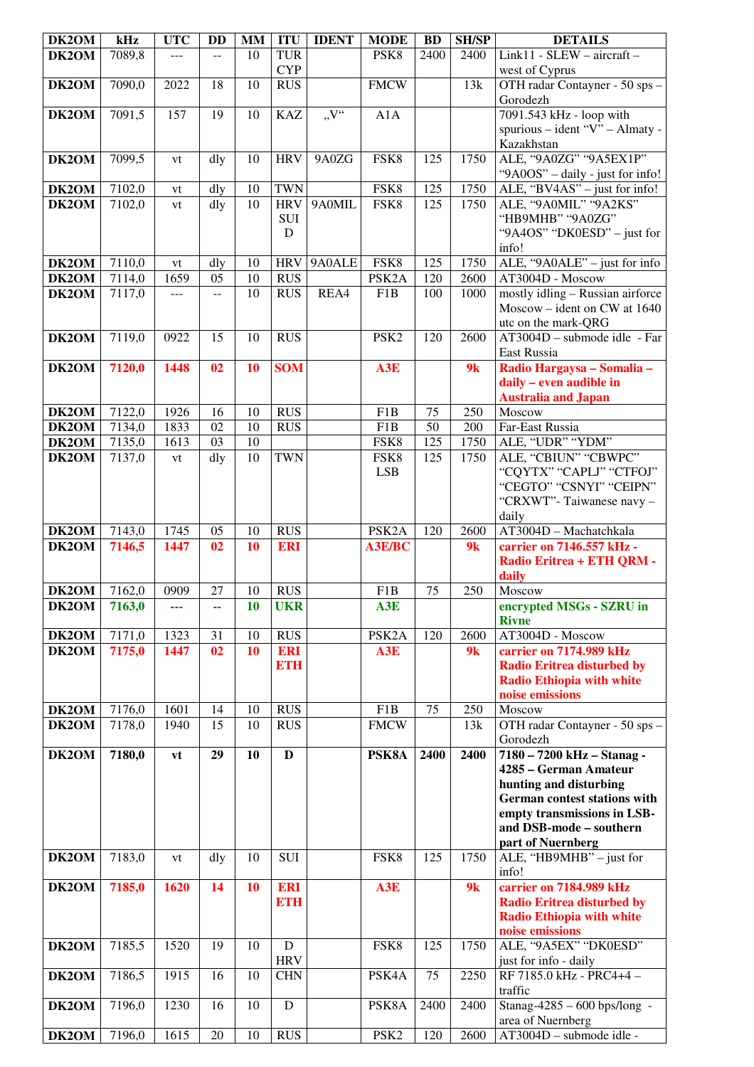| DK2OM | kHz | UTC | DD | MM | ITU | IDENT | MODE | BD | SH/SP | DETAILS |
|---|---|---|---|---|---|---|---|---|---|---|
| DK2OM | 7089,8 | --- | -- | 10 | TUR CYP | | PSK8 | 2400 | 2400 | Link11 - SLEW – aircraft – west of Cyprus |
| DK2OM | 7090,0 | 2022 | 18 | 10 | RUS | | FMCW | | 13k | OTH radar Contayner - 50 sps – Gorodezh |
| DK2OM | 7091,5 | 157 | 19 | 10 | KAZ | „V“ | A1A | | | 7091.543 kHz - loop with spurious – ident “V” – Almaty - Kazakhstan |
| DK2OM | 7099,5 | vt | dly | 10 | HRV | 9A0ZG | FSK8 | 125 | 1750 | ALE, “9A0ZG” “9A5EX1P” “9A0OS” – daily - just for info! |
| DK2OM | 7102,0 | vt | dly | 10 | TWN | | FSK8 | 125 | 1750 | ALE, “BV4AS” – just for info! |
| DK2OM | 7102,0 | vt | dly | 10 | HRV SUI D | 9A0MIL | FSK8 | 125 | 1750 | ALE, “9A0MIL” “9A2KS” “HB9MHB” “9A0ZG” “9A4OS” “DK0ESD” – just for info! |
| DK2OM | 7110,0 | vt | dly | 10 | HRV | 9A0ALE | FSK8 | 125 | 1750 | ALE, “9A0ALE” – just for info |
| DK2OM | 7114,0 | 1659 | 05 | 10 | RUS | | PSK2A | 120 | 2600 | AT3004D - Moscow |
| DK2OM | 7117,0 | --- | -- | 10 | RUS | REA4 | F1B | 100 | 1000 | mostly idling – Russian airforce Moscow – ident on CW at 1640 utc on the mark-QRG |
| DK2OM | 7119,0 | 0922 | 15 | 10 | RUS | | PSK2 | 120 | 2600 | AT3004D – submode idle - Far East Russia |
| DK2OM | **7120,0** | **1448** | **02** | **10** | **SOM** | | **A3E** | | **9k** | **Radio Hargaysa – Somalia – daily – even audible in Australia and Japan** |
| DK2OM | 7122,0 | 1926 | 16 | 10 | RUS | | F1B | 75 | 250 | Moscow |
| DK2OM | 7134,0 | 1833 | 02 | 10 | RUS | | F1B | 50 | 200 | Far-East Russia |
| DK2OM | 7135,0 | 1613 | 03 | 10 | | | FSK8 | 125 | 1750 | ALE, “UDR” “YDM” |
| DK2OM | 7137,0 | vt | dly | 10 | TWN | | FSK8 LSB | 125 | 1750 | ALE, “CBIUN” “CBWPC” “CQYTX” “CAPLJ” “CTFOJ” “CEGTO” “CSNYI” “CEIPN” “CRXWT”- Taiwanese navy – daily |
| DK2OM | 7143,0 | 1745 | 05 | 10 | RUS | | PSK2A | 120 | 2600 | AT3004D – Machatchkala |
| DK2OM | **7146,5** | **1447** | **02** | **10** | **ERI** | | **A3E/BC** | | **9k** | **carrier on 7146.557 kHz - Radio Eritrea + ETH QRM - daily** |
| DK2OM | 7162,0 | 0909 | 27 | 10 | RUS | | F1B | 75 | 250 | Moscow |
| DK2OM | **7163,0** | **---** | **--** | **10** | **UKR** | | **A3E** | | | **encrypted MSGs - SZRU in Rivne** |
| DK2OM | 7171,0 | 1323 | 31 | 10 | RUS | | PSK2A | 120 | 2600 | AT3004D - Moscow |
| DK2OM | **7175,0** | **1447** | **02** | **10** | **ERI ETH** | | **A3E** | | **9k** | **carrier on 7174.989 kHz Radio Eritrea disturbed by Radio Ethiopia with white noise emissions** |
| DK2OM | 7176,0 | 1601 | 14 | 10 | RUS | | F1B | 75 | 250 | Moscow |
| DK2OM | 7178,0 | 1940 | 15 | 10 | RUS | | FMCW | | 13k | OTH radar Contayner - 50 sps – Gorodezh |
| DK2OM | **7180,0** | **vt** | **29** | **10** | **D** | | **PSK8A** | **2400** | **2400** | **7180 – 7200 kHz – Stanag - 4285 – German Amateur hunting and disturbing German contest stations with empty transmissions in LSB- and DSB-mode – southern part of Nuernberg** |
| DK2OM | 7183,0 | vt | dly | 10 | SUI | | FSK8 | 125 | 1750 | ALE, “HB9MHB” – just for info! |
| DK2OM | **7185,0** | **1620** | **14** | **10** | **ERI ETH** | | **A3E** | | **9k** | **carrier on 7184.989 kHz Radio Eritrea disturbed by Radio Ethiopia with white noise emissions** |
| DK2OM | 7185,5 | 1520 | 19 | 10 | D HRV | | FSK8 | 125 | 1750 | ALE, “9A5EX” “DK0ESD” just for info - daily |
| DK2OM | 7186,5 | 1915 | 16 | 10 | CHN | | PSK4A | 75 | 2250 | RF 7185.0 kHz - PRC4+4 – traffic |
| DK2OM | 7196,0 | 1230 | 16 | 10 | D | | PSK8A | 2400 | 2400 | Stanag-4285 – 600 bps/long - area of Nuernberg |
| DK2OM | 7196,0 | 1615 | 20 | 10 | RUS | | PSK2 | 120 | 2600 | AT3004D – submode idle - |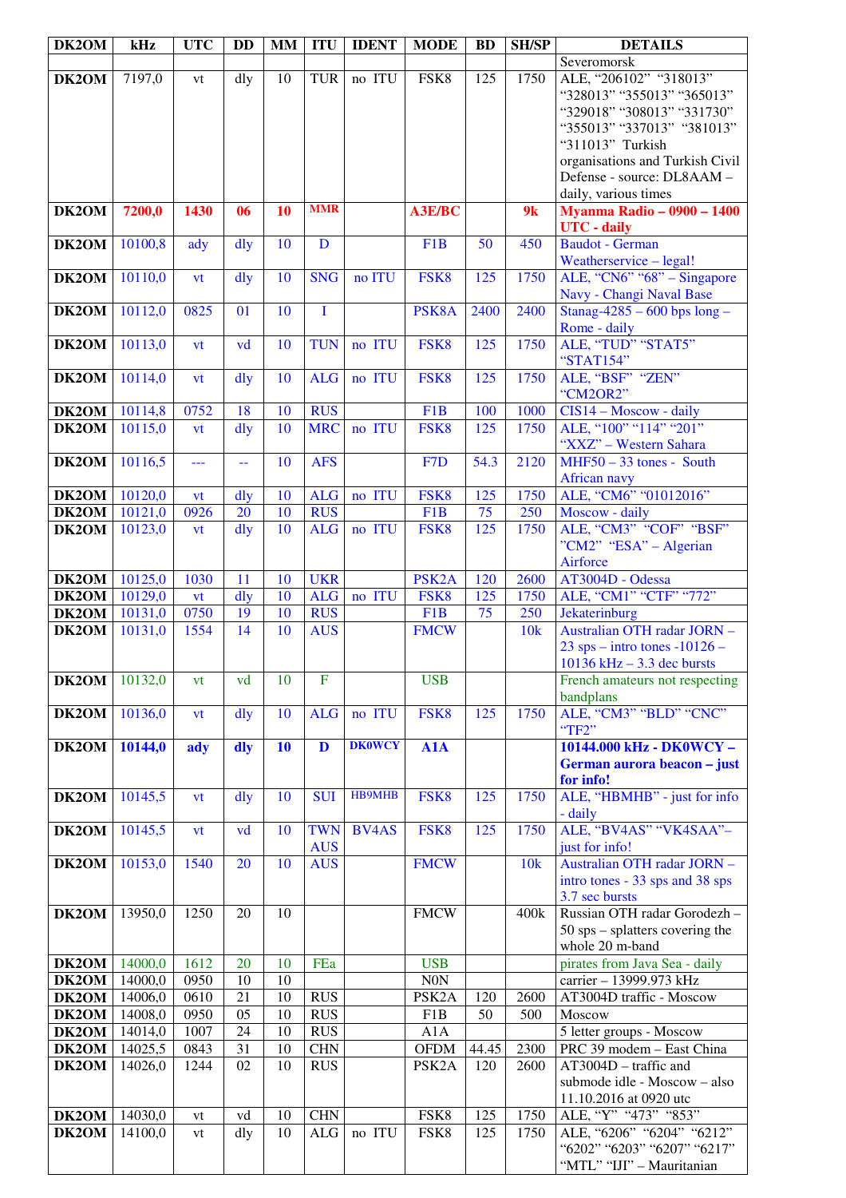| DK2OM | kHz | UTC | DD | MM | ITU | IDENT | MODE | BD | SH/SP | DETAILS |
|---|---|---|---|---|---|---|---|---|---|---|
| | | | | | | | | | | Severomorsk |
| DK2OM | 7197,0 | vt | dly | 10 | TUR | no ITU | FSK8 | 125 | 1750 | ALE, “206102” “318013” “328013” “355013” “365013” “329018” “308013” “331730” “355013” “337013” “381013” “311013” Turkish organisations and Turkish Civil Defense - source: DL8AAM – daily, various times |
| DK2OM | **7200,0** | **1430** | **06** | **10** | **MMR** | | **A3E/BC** | | **9k** | **Myanma Radio – 0900 – 1400 UTC - daily** |
| DK2OM | 10100,8 | ady | dly | 10 | D | | F1B | 50 | 450 | Baudot - German Weatherservice – legal! |
| DK2OM | 10110,0 | vt | dly | 10 | SNG | no ITU | FSK8 | 125 | 1750 | ALE, “CN6” “68” – Singapore Navy - Changi Naval Base |
| DK2OM | 10112,0 | 0825 | 01 | 10 | I | | PSK8A | 2400 | 2400 | Stanag-4285 – 600 bps long – Rome - daily |
| DK2OM | 10113,0 | vt | vd | 10 | TUN | no ITU | FSK8 | 125 | 1750 | ALE, “TUD” “STAT5” “STAT154” |
| DK2OM | 10114,0 | vt | dly | 10 | ALG | no ITU | FSK8 | 125 | 1750 | ALE, “BSF” “ZEN” “CM2OR2” |
| DK2OM | 10114,8 | 0752 | 18 | 10 | RUS | | F1B | 100 | 1000 | CIS14 – Moscow - daily |
| DK2OM | 10115,0 | vt | dly | 10 | MRC | no ITU | FSK8 | 125 | 1750 | ALE, “100” “114” “201” “XXZ” – Western Sahara |
| DK2OM | 10116,5 | --- | -- | 10 | AFS | | F7D | 54.3 | 2120 | MHF50 – 33 tones - South African navy |
| DK2OM | 10120,0 | vt | dly | 10 | ALG | no ITU | FSK8 | 125 | 1750 | ALE, “CM6” “01012016” |
| DK2OM | 10121,0 | 0926 | 20 | 10 | RUS | | F1B | 75 | 250 | Moscow - daily |
| DK2OM | 10123,0 | vt | dly | 10 | ALG | no ITU | FSK8 | 125 | 1750 | ALE, “CM3” “COF” “BSF” ”CM2” “ESA” – Algerian Airforce |
| DK2OM | 10125,0 | 1030 | 11 | 10 | UKR | | PSK2A | 120 | 2600 | AT3004D - Odessa |
| DK2OM | 10129,0 | vt | dly | 10 | ALG | no ITU | FSK8 | 125 | 1750 | ALE, “CM1” “CTF” “772” |
| DK2OM | 10131,0 | 0750 | 19 | 10 | RUS | | F1B | 75 | 250 | Jekaterinburg |
| DK2OM | 10131,0 | 1554 | 14 | 10 | AUS | | FMCW | | 10k | Australian OTH radar JORN – 23 sps – intro tones -10126 – 10136 kHz – 3.3 dec bursts |
| DK2OM | 10132,0 | vt | vd | 10 | F | | USB | | | French amateurs not respecting bandplans |
| DK2OM | 10136,0 | vt | dly | 10 | ALG | no ITU | FSK8 | 125 | 1750 | ALE, “CM3” “BLD” “CNC” “TF2” |
| DK2OM | **10144,0** | **ady** | **dly** | **10** | **D** | **DK0WCY** | **A1A** | | | **10144.000 kHz - DK0WCY – German aurora beacon – just for info!** |
| DK2OM | 10145,5 | vt | dly | 10 | SUI | HB9MHB | FSK8 | 125 | 1750 | ALE, “HBMHB” - just for info - daily |
| DK2OM | 10145,5 | vt | vd | 10 | TWN AUS | BV4AS | FSK8 | 125 | 1750 | ALE, “BV4AS” “VK4SAA”– just for info! |
| DK2OM | 10153,0 | 1540 | 20 | 10 | AUS | | FMCW | | 10k | Australian OTH radar JORN – intro tones - 33 sps and 38 sps 3.7 sec bursts |
| DK2OM | 13950,0 | 1250 | 20 | 10 | | | FMCW | | 400k | Russian OTH radar Gorodezh – 50 sps – splatters covering the whole 20 m-band |
| DK2OM | 14000,0 | 1612 | 20 | 10 | FEa | | USB | | | pirates from Java Sea - daily |
| DK2OM | 14000,0 | 0950 | 10 | 10 | | | N0N | | | carrier – 13999.973 kHz |
| DK2OM | 14006,0 | 0610 | 21 | 10 | RUS | | PSK2A | 120 | 2600 | AT3004D traffic - Moscow |
| DK2OM | 14008,0 | 0950 | 05 | 10 | RUS | | F1B | 50 | 500 | Moscow |
| DK2OM | 14014,0 | 1007 | 24 | 10 | RUS | | A1A | | | 5 letter groups - Moscow |
| DK2OM | 14025,5 | 0843 | 31 | 10 | CHN | | OFDM | 44.45 | 2300 | PRC 39 modem – East China |
| DK2OM | 14026,0 | 1244 | 02 | 10 | RUS | | PSK2A | 120 | 2600 | AT3004D – traffic and submode idle - Moscow – also 11.10.2016 at 0920 utc |
| DK2OM | 14030,0 | vt | vd | 10 | CHN | | FSK8 | 125 | 1750 | ALE, “Y” “473” “853” |
| DK2OM | 14100,0 | vt | dly | 10 | ALG | no ITU | FSK8 | 125 | 1750 | ALE, “6206” “6204” “6212” “6202” “6203” “6207” “6217” “MTL” “IJI” – Mauritanian |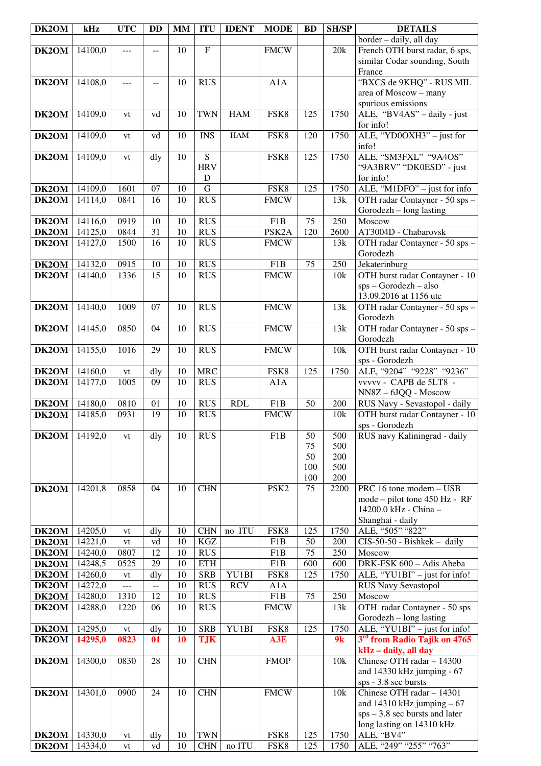| DK2OM | kHz | UTC | DD | MM | ITU | IDENT | MODE | BD | SH/SP | DETAILS |
|---|---|---|---|---|---|---|---|---|---|---|
| | | | | | | | | | | border – daily, all day |
| **DK2OM** | 14100,0 | --- | -- | 10 | F | | FMCW | | 20k | French OTH burst radar, 6 sps, similar Codar sounding, South France |
| **DK2OM** | 14108,0 | --- | -- | 10 | RUS | | A1A | | | "BXCS de 9KHQ" - RUS MIL area of Moscow – many spurious emissions |
| **DK2OM** | 14109,0 | vt | vd | 10 | TWN | HAM | FSK8 | 125 | 1750 | ALE, "BV4AS" – daily - just for info! |
| **DK2OM** | 14109,0 | vt | vd | 10 | INS | HAM | FSK8 | 120 | 1750 | ALE, "YD0OXH3" – just for info! |
| **DK2OM** | 14109,0 | vt | dly | 10 | S HRV D | | FSK8 | 125 | 1750 | ALE, "SM3FXL" "9A4OS" "9A3BRV" "DK0ESD" - just for info! |
| **DK2OM** | 14109,0 | 1601 | 07 | 10 | G | | FSK8 | 125 | 1750 | ALE, "M1DFO" – just for info |
| **DK2OM** | 14114,0 | 0841 | 16 | 10 | RUS | | FMCW | | 13k | OTH radar Contayner - 50 sps – Gorodezh – long lasting |
| **DK2OM** | 14116,0 | 0919 | 10 | 10 | RUS | | F1B | 75 | 250 | Moscow |
| **DK2OM** | 14125,0 | 0844 | 31 | 10 | RUS | | PSK2A | 120 | 2600 | AT3004D - Chabarovsk |
| **DK2OM** | 14127,0 | 1500 | 16 | 10 | RUS | | FMCW | | 13k | OTH radar Contayner - 50 sps – Gorodezh |
| **DK2OM** | 14132,0 | 0915 | 10 | 10 | RUS | | F1B | 75 | 250 | Jekaterinburg |
| **DK2OM** | 14140,0 | 1336 | 15 | 10 | RUS | | FMCW | | 10k | OTH burst radar Contayner - 10 sps – Gorodezh – also 13.09.2016 at 1156 utc |
| **DK2OM** | 14140,0 | 1009 | 07 | 10 | RUS | | FMCW | | 13k | OTH radar Contayner - 50 sps – Gorodezh |
| **DK2OM** | 14145,0 | 0850 | 04 | 10 | RUS | | FMCW | | 13k | OTH radar Contayner - 50 sps – Gorodezh |
| **DK2OM** | 14155,0 | 1016 | 29 | 10 | RUS | | FMCW | | 10k | OTH burst radar Contayner - 10 sps - Gorodezh |
| **DK2OM** | 14160,0 | vt | dly | 10 | MRC | | FSK8 | 125 | 1750 | ALE, "9204" "9228" "9236" |
| **DK2OM** | 14177,0 | 1005 | 09 | 10 | RUS | | A1A | | | vvvvv - CAPB de 5LT8 - NN8Z – 6JQQ - Moscow |
| **DK2OM** | 14180,0 | 0810 | 01 | 10 | RUS | RDL | F1B | 50 | 200 | RUS Navy - Sevastopol - daily |
| **DK2OM** | 14185,0 | 0931 | 19 | 10 | RUS | | FMCW | | 10k | OTH burst radar Contayner - 10 sps - Gorodezh |
| **DK2OM** | 14192,0 | vt | dly | 10 | RUS | | F1B | 50 75 50 100 100 | 500 500 200 500 200 | RUS navy Kaliningrad - daily |
| **DK2OM** | 14201,8 | 0858 | 04 | 10 | CHN | | PSK2 | 75 | 2200 | PRC 16 tone modem – USB mode – pilot tone 450 Hz - RF 14200.0 kHz - China – Shanghai - daily |
| **DK2OM** | 14205,0 | vt | dly | 10 | CHN | no ITU | FSK8 | 125 | 1750 | ALE, "505" "822" |
| **DK2OM** | 14221,0 | vt | vd | 10 | KGZ | | F1B | 50 | 200 | CIS-50-50 - Bishkek – daily |
| **DK2OM** | 14240,0 | 0807 | 12 | 10 | RUS | | F1B | 75 | 250 | Moscow |
| **DK2OM** | 14248,5 | 0525 | 29 | 10 | ETH | | F1B | 600 | 600 | DRK-FSK 600 – Adis Abeba |
| **DK2OM** | 14260,0 | vt | dly | 10 | SRB | YU1BI | FSK8 | 125 | 1750 | ALE, "YU1BI" – just for info! |
| **DK2OM** | 14272,0 | --- | -- | 10 | RUS | RCV | A1A | | | RUS Navy Sevastopol |
| **DK2OM** | 14280,0 | 1310 | 12 | 10 | RUS | | F1B | 75 | 250 | Moscow |
| **DK2OM** | 14288,0 | 1220 | 06 | 10 | RUS | | FMCW | | 13k | OTH radar Contayner - 50 sps Gorodezh – long lasting |
| **DK2OM** | 14295,0 | vt | dly | 10 | SRB | YU1BI | FSK8 | 125 | 1750 | ALE, "YU1BI" – just for info! |
| **DK2OM** | **14295,0** | **0823** | **01** | **10** | **TJK** | | **A3E** | | **9k** | **3rd from Radio Tajik on 4765 kHz – daily, all day** |
| **DK2OM** | 14300,0 | 0830 | 28 | 10 | CHN | | FMOP | | 10k | Chinese OTH radar – 14300 and 14330 kHz jumping - 67 sps - 3.8 sec bursts |
| **DK2OM** | 14301,0 | 0900 | 24 | 10 | CHN | | FMCW | | 10k | Chinese OTH radar – 14301 and 14310 kHz jumping – 67 sps – 3.8 sec bursts and later long lasting on 14310 kHz |
| **DK2OM** | 14330,0 | vt | dly | 10 | TWN | | FSK8 | 125 | 1750 | ALE, "BV4" |
| **DK2OM** | 14334,0 | vt | vd | 10 | CHN | no ITU | FSK8 | 125 | 1750 | ALE, "249" "255" "763" |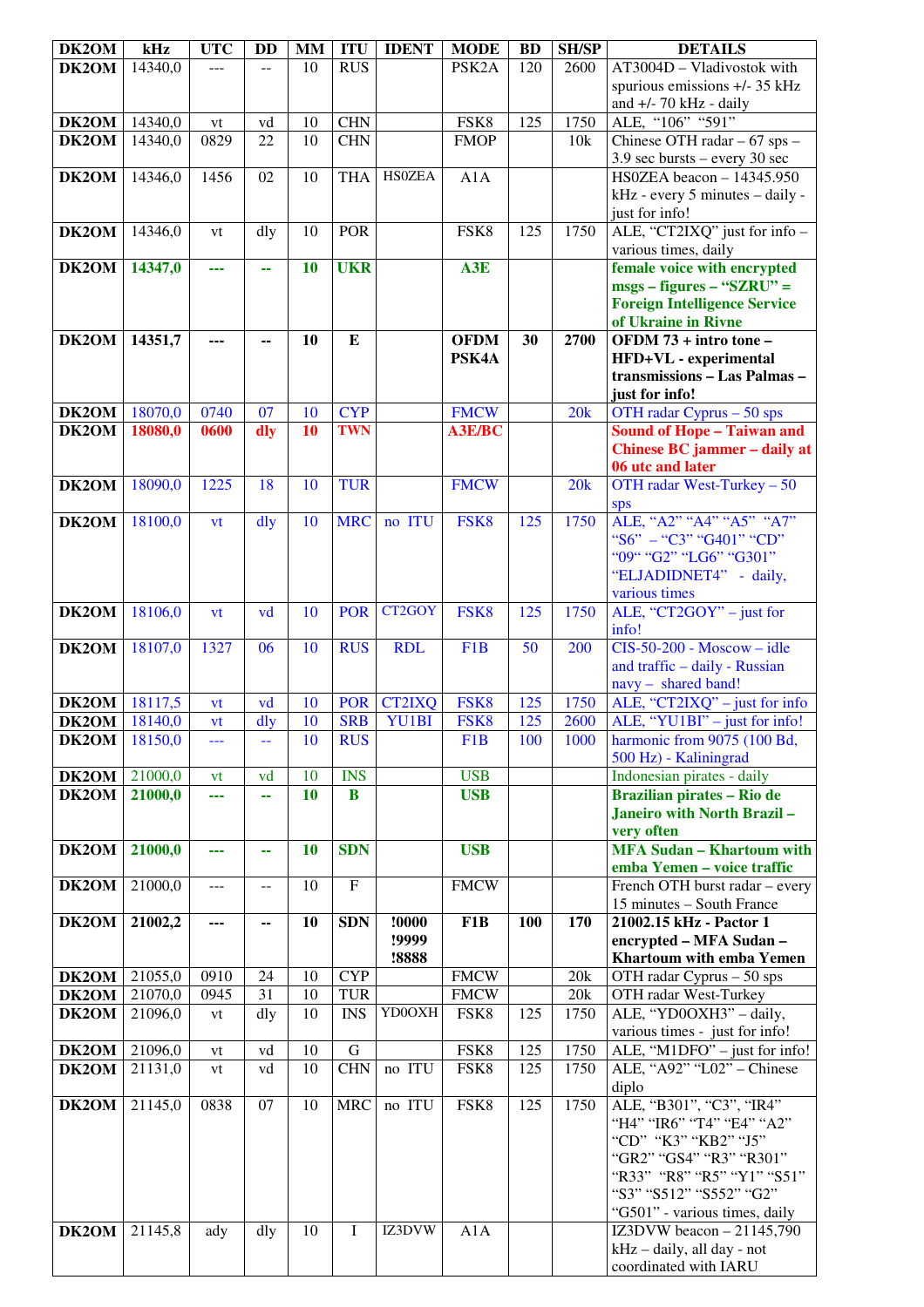| DK2OM | kHz | UTC | DD | MM | ITU | IDENT | MODE | BD | SH/SP | DETAILS |
|---|---|---|---|---|---|---|---|---|---|---|
| DK2OM | 14340,0 | --- | -- | 10 | RUS | | PSK2A | 120 | 2600 | AT3004D – Vladivostok with spurious emissions +/- 35 kHz and +/- 70 kHz - daily |
| DK2OM | 14340,0 | vt | vd | 10 | CHN | | FSK8 | 125 | 1750 | ALE, "106" "591" |
| DK2OM | 14340,0 | 0829 | 22 | 10 | CHN | | FMOP | | 10k | Chinese OTH radar – 67 sps – 3.9 sec bursts – every 30 sec |
| DK2OM | 14346,0 | 1456 | 02 | 10 | THA | HS0ZEA | A1A | | | HS0ZEA beacon – 14345.950 kHz - every 5 minutes – daily - just for info! |
| DK2OM | 14346,0 | vt | dly | 10 | POR | | FSK8 | 125 | 1750 | ALE, "CT2IXQ" just for info – various times, daily |
| **DK2OM** | **14347,0** | **---** | **--** | **10** | **UKR** | | **A3E** | | | **female voice with encrypted msgs – figures – "SZRU" = Foreign Intelligence Service of Ukraine in Rivne** |
| **DK2OM** | **14351,7** | **---** | **--** | **10** | **E** | | **OFDM PSK4A** | **30** | **2700** | **OFDM 73 + intro tone – HFD+VL - experimental transmissions – Las Palmas – just for info!** |
| DK2OM | 18070,0 | 0740 | 07 | 10 | CYP | | FMCW | | 20k | OTH radar Cyprus – 50 sps |
| **DK2OM** | **18080,0** | **0600** | **dly** | **10** | **TWN** | | **A3E/BC** | | | **Sound of Hope – Taiwan and Chinese BC jammer – daily at 06 utc and later** |
| DK2OM | 18090,0 | 1225 | 18 | 10 | TUR | | FMCW | | 20k | OTH radar West-Turkey – 50 sps |
| DK2OM | 18100,0 | vt | dly | 10 | MRC | no ITU | FSK8 | 125 | 1750 | ALE, "A2" "A4" "A5" "A7" "S6" – "C3" "G401" "CD" "09" "G2" "LG6" "G301" "ELJADIDNET4" - daily, various times |
| DK2OM | 18106,0 | vt | vd | 10 | POR | CT2GOY | FSK8 | 125 | 1750 | ALE, "CT2GOY" – just for info! |
| DK2OM | 18107,0 | 1327 | 06 | 10 | RUS | RDL | F1B | 50 | 200 | CIS-50-200 - Moscow – idle and traffic – daily - Russian navy – shared band! |
| DK2OM | 18117,5 | vt | vd | 10 | POR | CT2IXQ | FSK8 | 125 | 1750 | ALE, "CT2IXQ" – just for info |
| DK2OM | 18140,0 | vt | dly | 10 | SRB | YU1BI | FSK8 | 125 | 2600 | ALE, "YU1BI" – just for info! |
| DK2OM | 18150,0 | --- | -- | 10 | RUS | | F1B | 100 | 1000 | harmonic from 9075 (100 Bd, 500 Hz) - Kaliningrad |
| DK2OM | 21000,0 | vt | vd | 10 | INS | | USB | | | Indonesian pirates - daily |
| **DK2OM** | **21000,0** | **---** | **--** | **10** | **B** | | **USB** | | | **Brazilian pirates – Rio de Janeiro with North Brazil – very often** |
| **DK2OM** | **21000,0** | **---** | **--** | **10** | **SDN** | | **USB** | | | **MFA Sudan – Khartoum with emba Yemen – voice traffic** |
| DK2OM | 21000,0 | --- | -- | 10 | F | | FMCW | | | French OTH burst radar – every 15 minutes – South France |
| **DK2OM** | **21002,2** | **---** | **--** | **10** | **SDN** | **!0000 !9999 !8888** | **F1B** | **100** | **170** | **21002.15 kHz - Pactor 1 encrypted – MFA Sudan – Khartoum with emba Yemen** |
| DK2OM | 21055,0 | 0910 | 24 | 10 | CYP | | FMCW | | 20k | OTH radar Cyprus – 50 sps |
| DK2OM | 21070,0 | 0945 | 31 | 10 | TUR | | FMCW | | 20k | OTH radar West-Turkey |
| DK2OM | 21096,0 | vt | dly | 10 | INS | YD0OXH | FSK8 | 125 | 1750 | ALE, "YD0OXH3" – daily, various times - just for info! |
| DK2OM | 21096,0 | vt | vd | 10 | G | | FSK8 | 125 | 1750 | ALE, "M1DFO" – just for info! |
| DK2OM | 21131,0 | vt | vd | 10 | CHN | no ITU | FSK8 | 125 | 1750 | ALE, "A92" "L02" – Chinese diplo |
| DK2OM | 21145,0 | 0838 | 07 | 10 | MRC | no ITU | FSK8 | 125 | 1750 | ALE, "B301", "C3", "IR4" "H4" "IR6" "T4" "E4" "A2" "CD" "K3" "KB2" "J5" "GR2" "GS4" "R3" "R301" "R33" "R8" "R5" "Y1" "S51" "S3" "S512" "S552" "G2" "G501" - various times, daily |
| DK2OM | 21145,8 | ady | dly | 10 | I | IZ3DVW | A1A | | | IZ3DVW beacon – 21145,790 kHz – daily, all day - not coordinated with IARU |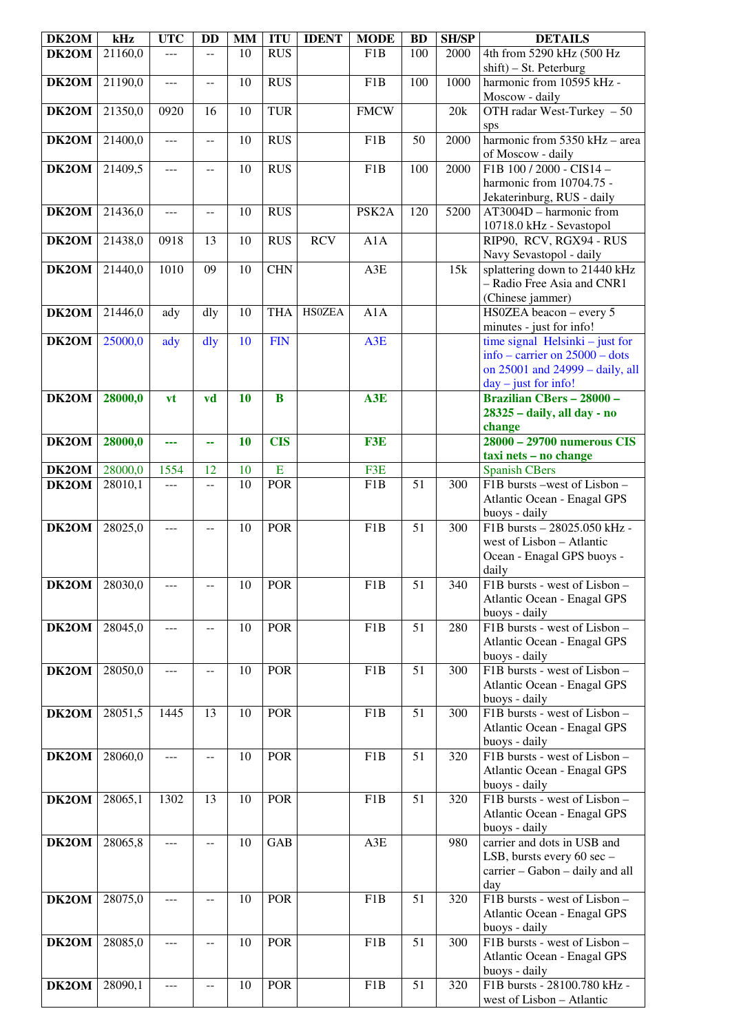| DK2OM | kHz | UTC | DD | MM | ITU | IDENT | MODE | BD | SH/SP | DETAILS |
|---|---|---|---|---|---|---|---|---|---|---|
| DK2OM | 21160,0 | --- | -- | 10 | RUS | | F1B | 100 | 2000 | 4th from 5290 kHz (500 Hz shift) – St. Peterburg |
| DK2OM | 21190,0 | --- | -- | 10 | RUS | | F1B | 100 | 1000 | harmonic from 10595 kHz - Moscow - daily |
| DK2OM | 21350,0 | 0920 | 16 | 10 | TUR | | FMCW | | 20k | OTH radar West-Turkey – 50 sps |
| DK2OM | 21400,0 | --- | -- | 10 | RUS | | F1B | 50 | 2000 | harmonic from 5350 kHz – area of Moscow - daily |
| DK2OM | 21409,5 | --- | -- | 10 | RUS | | F1B | 100 | 2000 | F1B 100 / 2000 - CIS14 – harmonic from 10704.75 - Jekaterinburg, RUS - daily |
| DK2OM | 21436,0 | --- | -- | 10 | RUS | | PSK2A | 120 | 5200 | AT3004D – harmonic from 10718.0 kHz - Sevastopol |
| DK2OM | 21438,0 | 0918 | 13 | 10 | RUS | RCV | A1A | | | RIP90, RCV, RGX94 - RUS Navy Sevastopol - daily |
| DK2OM | 21440,0 | 1010 | 09 | 10 | CHN | | A3E | | 15k | splattering down to 21440 kHz – Radio Free Asia and CNR1 (Chinese jammer) |
| DK2OM | 21446,0 | ady | dly | 10 | THA | HS0ZEA | A1A | | | HS0ZEA beacon – every 5 minutes - just for info! |
| DK2OM | 25000,0 | ady | dly | 10 | FIN | | A3E | | | time signal Helsinki – just for info – carrier on 25000 – dots on 25001 and 24999 – daily, all day – just for info! |
| DK2OM | **28000,0** | **vt** | **vd** | **10** | **B** | | **A3E** | | | **Brazilian CBers – 28000 – 28325 – daily, all day - no change** |
| DK2OM | **28000,0** | **---** | **--** | **10** | **CIS** | | **F3E** | | | **28000 – 29700 numerous CIS taxi nets – no change** |
| DK2OM | 28000,0 | 1554 | 12 | 10 | E | | F3E | | | Spanish CBers |
| DK2OM | 28010,1 | --- | -- | 10 | POR | | F1B | 51 | 300 | F1B bursts –west of Lisbon – Atlantic Ocean - Enagal GPS buoys - daily |
| DK2OM | 28025,0 | --- | -- | 10 | POR | | F1B | 51 | 300 | F1B bursts – 28025.050 kHz - west of Lisbon – Atlantic Ocean - Enagal GPS buoys - daily |
| DK2OM | 28030,0 | --- | -- | 10 | POR | | F1B | 51 | 340 | F1B bursts - west of Lisbon – Atlantic Ocean - Enagal GPS buoys - daily |
| DK2OM | 28045,0 | --- | -- | 10 | POR | | F1B | 51 | 280 | F1B bursts - west of Lisbon – Atlantic Ocean - Enagal GPS buoys - daily |
| DK2OM | 28050,0 | --- | -- | 10 | POR | | F1B | 51 | 300 | F1B bursts - west of Lisbon – Atlantic Ocean - Enagal GPS buoys - daily |
| DK2OM | 28051,5 | 1445 | 13 | 10 | POR | | F1B | 51 | 300 | F1B bursts - west of Lisbon – Atlantic Ocean - Enagal GPS buoys - daily |
| DK2OM | 28060,0 | --- | -- | 10 | POR | | F1B | 51 | 320 | F1B bursts - west of Lisbon – Atlantic Ocean - Enagal GPS buoys - daily |
| DK2OM | 28065,1 | 1302 | 13 | 10 | POR | | F1B | 51 | 320 | F1B bursts - west of Lisbon – Atlantic Ocean - Enagal GPS buoys - daily |
| DK2OM | 28065,8 | --- | -- | 10 | GAB | | A3E | | 980 | carrier and dots in USB and LSB, bursts every 60 sec – carrier – Gabon – daily and all day |
| DK2OM | 28075,0 | --- | -- | 10 | POR | | F1B | 51 | 320 | F1B bursts - west of Lisbon – Atlantic Ocean - Enagal GPS buoys - daily |
| DK2OM | 28085,0 | --- | -- | 10 | POR | | F1B | 51 | 300 | F1B bursts - west of Lisbon – Atlantic Ocean - Enagal GPS buoys - daily |
| DK2OM | 28090,1 | --- | -- | 10 | POR | | F1B | 51 | 320 | F1B bursts - 28100.780 kHz - west of Lisbon – Atlantic |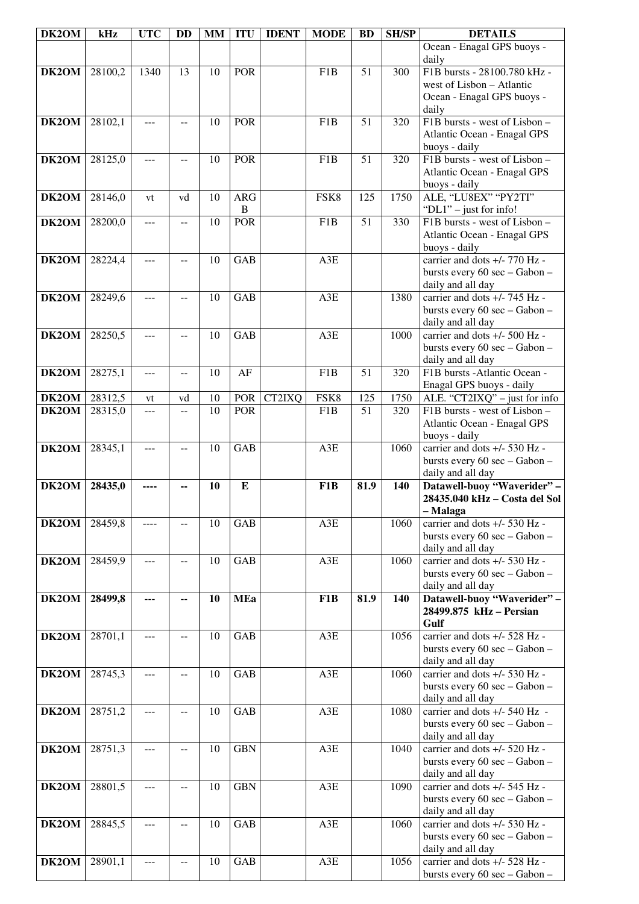| DK2OM | kHz | UTC | DD | MM | ITU | IDENT | MODE | BD | SH/SP | DETAILS |
|---|---|---|---|---|---|---|---|---|---|---|
| | | | | | | | | | | Ocean - Enagal GPS buoys - daily |
| **DK2OM** | 28100,2 | 1340 | 13 | 10 | POR | | F1B | 51 | 300 | F1B bursts - 28100.780 kHz - west of Lisbon – Atlantic Ocean - Enagal GPS buoys - daily |
| **DK2OM** | 28102,1 | --- | -- | 10 | POR | | F1B | 51 | 320 | F1B bursts - west of Lisbon – Atlantic Ocean - Enagal GPS buoys - daily |
| **DK2OM** | 28125,0 | --- | -- | 10 | POR | | F1B | 51 | 320 | F1B bursts - west of Lisbon – Atlantic Ocean - Enagal GPS buoys - daily |
| **DK2OM** | 28146,0 | vt | vd | 10 | ARG B | | FSK8 | 125 | 1750 | ALE, "LU8EX" "PY2TI" "DL1" – just for info! |
| **DK2OM** | 28200,0 | --- | -- | 10 | POR | | F1B | 51 | 330 | F1B bursts - west of Lisbon – Atlantic Ocean - Enagal GPS buoys - daily |
| **DK2OM** | 28224,4 | --- | -- | 10 | GAB | | A3E | | | carrier and dots +/- 770 Hz - bursts every 60 sec – Gabon – daily and all day |
| **DK2OM** | 28249,6 | --- | -- | 10 | GAB | | A3E | | 1380 | carrier and dots +/- 745 Hz - bursts every 60 sec – Gabon – daily and all day |
| **DK2OM** | 28250,5 | --- | -- | 10 | GAB | | A3E | | 1000 | carrier and dots +/- 500 Hz - bursts every 60 sec – Gabon – daily and all day |
| **DK2OM** | 28275,1 | --- | -- | 10 | AF | | F1B | 51 | 320 | F1B bursts -Atlantic Ocean - Enagal GPS buoys - daily |
| **DK2OM** | 28312,5 | vt | vd | 10 | POR | CT2IXQ | FSK8 | 125 | 1750 | ALE. "CT2IXQ" – just for info |
| **DK2OM** | 28315,0 | --- | -- | 10 | POR | | F1B | 51 | 320 | F1B bursts - west of Lisbon – Atlantic Ocean - Enagal GPS buoys - daily |
| **DK2OM** | 28345,1 | --- | -- | 10 | GAB | | A3E | | 1060 | carrier and dots +/- 530 Hz - bursts every 60 sec – Gabon – daily and all day |
| **DK2OM** | **28435,0** | **----** | **--** | **10** | **E** | | **F1B** | **81.9** | **140** | **Datawell-buoy "Waverider" – 28435.040 kHz – Costa del Sol – Malaga** |
| **DK2OM** | 28459,8 | ---- | -- | 10 | GAB | | A3E | | 1060 | carrier and dots +/- 530 Hz - bursts every 60 sec – Gabon – daily and all day |
| **DK2OM** | 28459,9 | --- | -- | 10 | GAB | | A3E | | 1060 | carrier and dots +/- 530 Hz - bursts every 60 sec – Gabon – daily and all day |
| **DK2OM** | **28499,8** | **---** | **--** | **10** | **MEa** | | **F1B** | **81.9** | **140** | **Datawell-buoy "Waverider" – 28499.875 kHz – Persian Gulf** |
| **DK2OM** | 28701,1 | --- | -- | 10 | GAB | | A3E | | 1056 | carrier and dots +/- 528 Hz - bursts every 60 sec – Gabon – daily and all day |
| **DK2OM** | 28745,3 | --- | -- | 10 | GAB | | A3E | | 1060 | carrier and dots +/- 530 Hz - bursts every 60 sec – Gabon – daily and all day |
| **DK2OM** | 28751,2 | --- | -- | 10 | GAB | | A3E | | 1080 | carrier and dots +/- 540 Hz - bursts every 60 sec – Gabon – daily and all day |
| **DK2OM** | 28751,3 | --- | -- | 10 | GBN | | A3E | | 1040 | carrier and dots +/- 520 Hz - bursts every 60 sec – Gabon – daily and all day |
| **DK2OM** | 28801,5 | --- | -- | 10 | GBN | | A3E | | 1090 | carrier and dots +/- 545 Hz - bursts every 60 sec – Gabon – daily and all day |
| **DK2OM** | 28845,5 | --- | -- | 10 | GAB | | A3E | | 1060 | carrier and dots +/- 530 Hz - bursts every 60 sec – Gabon – daily and all day |
| **DK2OM** | 28901,1 | --- | -- | 10 | GAB | | A3E | | 1056 | carrier and dots +/- 528 Hz - bursts every 60 sec – Gabon – |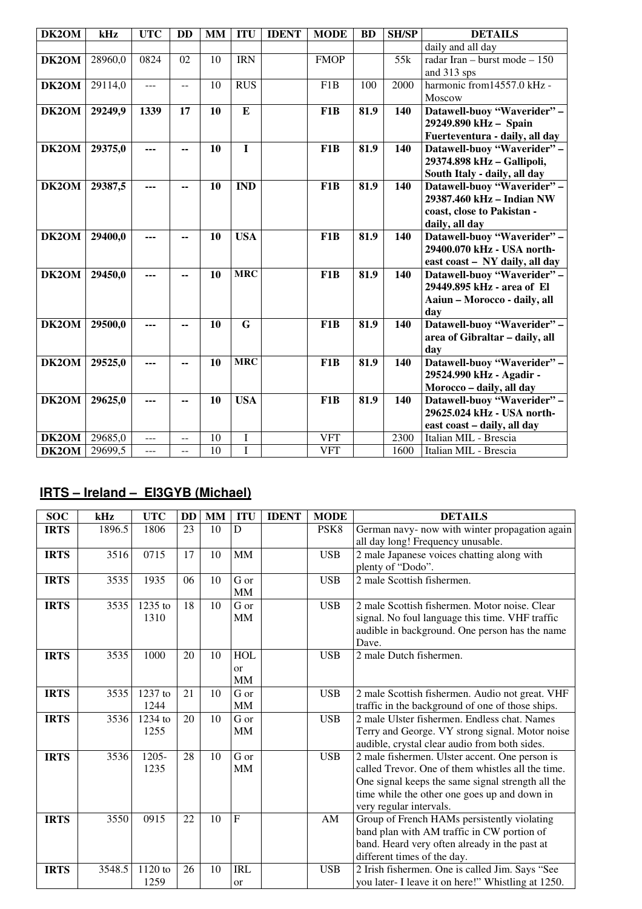| DK2OM | kHz | UTC | DD | MM | ITU | IDENT | MODE | BD | SH/SP | DETAILS |
|---|---|---|---|---|---|---|---|---|---|---|
| | | | | | | | | | | daily and all day |
| **DK2OM** | 28960,0 | 0824 | 02 | 10 | IRN | | FMOP | | 55k | radar Iran – burst mode – 150 and 313 sps |
| **DK2OM** | 29114,0 | --- | -- | 10 | RUS | | F1B | 100 | 2000 | harmonic from14557.0 kHz - Moscow |
| **DK2OM** | **29249,9** | **1339** | **17** | **10** | **E** | | **F1B** | **81.9** | **140** | **Datawell-buoy "Waverider" – 29249.890 kHz – Spain Fuerteventura - daily, all day** |
| **DK2OM** | **29375,0** | **---** | **--** | **10** | **I** | | **F1B** | **81.9** | **140** | **Datawell-buoy "Waverider" – 29374.898 kHz – Gallipoli, South Italy - daily, all day** |
| **DK2OM** | **29387,5** | **---** | **--** | **10** | **IND** | | **F1B** | **81.9** | **140** | **Datawell-buoy "Waverider" – 29387.460 kHz – Indian NW coast, close to Pakistan - daily, all day** |
| **DK2OM** | **29400,0** | **---** | **--** | **10** | **USA** | | **F1B** | **81.9** | **140** | **Datawell-buoy "Waverider" – 29400.070 kHz - USA north-east coast – NY daily, all day** |
| **DK2OM** | **29450,0** | **---** | **--** | **10** | **MRC** | | **F1B** | **81.9** | **140** | **Datawell-buoy "Waverider" – 29449.895 kHz - area of El Aaiun – Morocco - daily, all day** |
| **DK2OM** | **29500,0** | **---** | **--** | **10** | **G** | | **F1B** | **81.9** | **140** | **Datawell-buoy "Waverider" – area of Gibraltar – daily, all day** |
| **DK2OM** | **29525,0** | **---** | **--** | **10** | **MRC** | | **F1B** | **81.9** | **140** | **Datawell-buoy "Waverider" – 29524.990 kHz - Agadir - Morocco – daily, all day** |
| **DK2OM** | **29625,0** | **---** | **--** | **10** | **USA** | | **F1B** | **81.9** | **140** | **Datawell-buoy "Waverider" – 29625.024 kHz - USA north-east coast – daily, all day** |
| **DK2OM** | 29685,0 | --- | -- | 10 | I | | VFT | | 2300 | Italian MIL - Brescia |
| **DK2OM** | 29699,5 | --- | -- | 10 | I | | VFT | | 1600 | Italian MIL - Brescia |

## IRTS – Ireland – EI3GYB (Michael)

| SOC | kHz | UTC | DD | MM | ITU | IDENT | MODE | DETAILS |
|---|---|---|---|---|---|---|---|---|
| **IRTS** | 1896.5 | 1806 | 23 | 10 | D | | PSK8 | German navy- now with winter propagation again all day long! Frequency unusable. |
| **IRTS** | 3516 | 0715 | 17 | 10 | MM | | USB | 2 male Japanese voices chatting along with plenty of "Dodo". |
| **IRTS** | 3535 | 1935 | 06 | 10 | G or MM | | USB | 2 male Scottish fishermen. |
| **IRTS** | 3535 | 1235 to 1310 | 18 | 10 | G or MM | | USB | 2 male Scottish fishermen. Motor noise. Clear signal. No foul language this time. VHF traffic audible in background. One person has the name Dave. |
| **IRTS** | 3535 | 1000 | 20 | 10 | HOL or MM | | USB | 2 male Dutch fishermen. |
| **IRTS** | 3535 | 1237 to 1244 | 21 | 10 | G or MM | | USB | 2 male Scottish fishermen. Audio not great. VHF traffic in the background of one of those ships. |
| **IRTS** | 3536 | 1234 to 1255 | 20 | 10 | G or MM | | USB | 2 male Ulster fishermen. Endless chat. Names Terry and George. VY strong signal. Motor noise audible, crystal clear audio from both sides. |
| **IRTS** | 3536 | 1205-1235 | 28 | 10 | G or MM | | USB | 2 male fishermen. Ulster accent. One person is called Trevor. One of them whistles all the time. One signal keeps the same signal strength all the time while the other one goes up and down in very regular intervals. |
| **IRTS** | 3550 | 0915 | 22 | 10 | F | | AM | Group of French HAMs persistently violating band plan with AM traffic in CW portion of band. Heard very often already in the past at different times of the day. |
| **IRTS** | 3548.5 | 1120 to 1259 | 26 | 10 | IRL or | | USB | 2 Irish fishermen. One is called Jim. Says "See you later- I leave it on here!" Whistling at 1250. |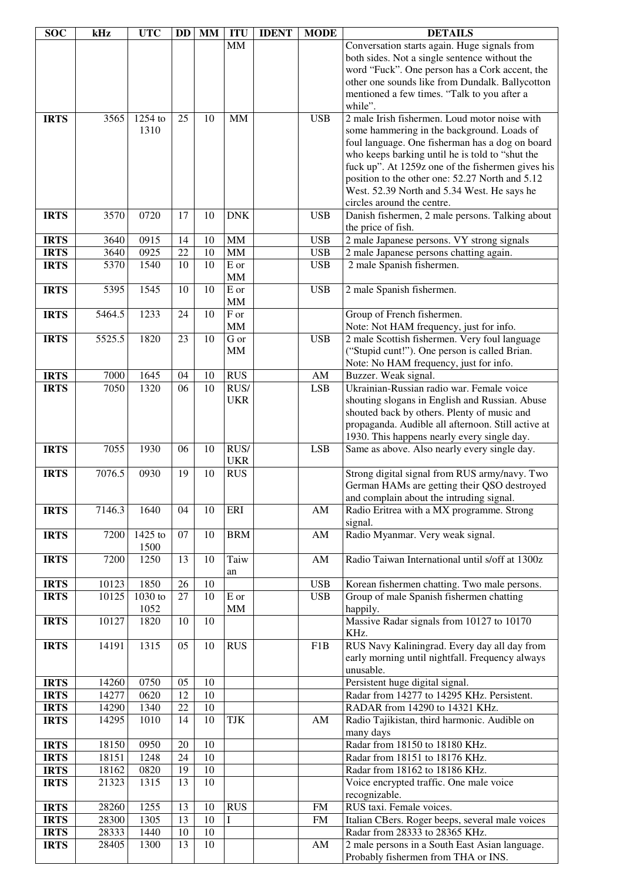| SOC | kHz | UTC | DD | MM | ITU | IDENT | MODE | DETAILS |
|---|---|---|---|---|---|---|---|---|
| | | | | | MM | | | Conversation starts again. Huge signals from both sides. Not a single sentence without the word "Fuck". One person has a Cork accent, the other one sounds like from Dundalk. Ballycotton mentioned a few times. "Talk to you after a while". |
| **IRTS** | 3565 | 1254 to 1310 | 25 | 10 | MM | | USB | 2 male Irish fishermen. Loud motor noise with some hammering in the background. Loads of foul language. One fisherman has a dog on board who keeps barking until he is told to "shut the fuck up". At 1259z one of the fishermen gives his position to the other one: 52.27 North and 5.12 West. 52.39 North and 5.34 West. He says he circles around the centre. |
| **IRTS** | 3570 | 0720 | 17 | 10 | DNK | | USB | Danish fishermen, 2 male persons. Talking about the price of fish. |
| **IRTS** | 3640 | 0915 | 14 | 10 | MM | | USB | 2 male Japanese persons. VY strong signals |
| **IRTS** | 3640 | 0925 | 22 | 10 | MM | | USB | 2 male Japanese persons chatting again. |
| **IRTS** | 5370 | 1540 | 10 | 10 | E or MM | | USB | 2 male Spanish fishermen. |
| **IRTS** | 5395 | 1545 | 10 | 10 | E or MM | | USB | 2 male Spanish fishermen. |
| **IRTS** | 5464.5 | 1233 | 24 | 10 | F or MM | | | Group of French fishermen. Note: Not HAM frequency, just for info. |
| **IRTS** | 5525.5 | 1820 | 23 | 10 | G or MM | | USB | 2 male Scottish fishermen. Very foul language ("Stupid cunt!"). One person is called Brian. Note: No HAM frequency, just for info. |
| **IRTS** | 7000 | 1645 | 04 | 10 | RUS | | AM | Buzzer. Weak signal. |
| **IRTS** | 7050 | 1320 | 06 | 10 | RUS/ UKR | | LSB | Ukrainian-Russian radio war. Female voice shouting slogans in English and Russian. Abuse shouted back by others. Plenty of music and propaganda. Audible all afternoon. Still active at 1930. This happens nearly every single day. |
| **IRTS** | 7055 | 1930 | 06 | 10 | RUS/ UKR | | LSB | Same as above. Also nearly every single day. |
| **IRTS** | 7076.5 | 0930 | 19 | 10 | RUS | | | Strong digital signal from RUS army/navy. Two German HAMs are getting their QSO destroyed and complain about the intruding signal. |
| **IRTS** | 7146.3 | 1640 | 04 | 10 | ERI | | AM | Radio Eritrea with a MX programme. Strong signal. |
| **IRTS** | 7200 | 1425 to 1500 | 07 | 10 | BRM | | AM | Radio Myanmar. Very weak signal. |
| **IRTS** | 7200 | 1250 | 13 | 10 | Taiwan | | AM | Radio Taiwan International until s/off at 1300z |
| **IRTS** | 10123 | 1850 | 26 | 10 | | | USB | Korean fishermen chatting. Two male persons. |
| **IRTS** | 10125 | 1030 to 1052 | 27 | 10 | E or MM | | USB | Group of male Spanish fishermen chatting happily. |
| **IRTS** | 10127 | 1820 | 10 | 10 | | | | Massive Radar signals from 10127 to 10170 KHz. |
| **IRTS** | 14191 | 1315 | 05 | 10 | RUS | | F1B | RUS Navy Kaliningrad. Every day all day from early morning until nightfall. Frequency always unusable. |
| **IRTS** | 14260 | 0750 | 05 | 10 | | | | Persistent huge digital signal. |
| **IRTS** | 14277 | 0620 | 12 | 10 | | | | Radar from 14277 to 14295 KHz. Persistent. |
| **IRTS** | 14290 | 1340 | 22 | 10 | | | | RADAR from 14290 to 14321 KHz. |
| **IRTS** | 14295 | 1010 | 14 | 10 | TJK | | AM | Radio Tajikistan, third harmonic. Audible on many days |
| **IRTS** | 18150 | 0950 | 20 | 10 | | | | Radar from 18150 to 18180 KHz. |
| **IRTS** | 18151 | 1248 | 24 | 10 | | | | Radar from 18151 to 18176 KHz. |
| **IRTS** | 18162 | 0820 | 19 | 10 | | | | Radar from 18162 to 18186 KHz. |
| **IRTS** | 21323 | 1315 | 13 | 10 | | | | Voice encrypted traffic. One male voice recognizable. |
| **IRTS** | 28260 | 1255 | 13 | 10 | RUS | | FM | RUS taxi. Female voices. |
| **IRTS** | 28300 | 1305 | 13 | 10 | I | | FM | Italian CBers. Roger beeps, several male voices |
| **IRTS** | 28333 | 1440 | 10 | 10 | | | | Radar from 28333 to 28365 KHz. |
| **IRTS** | 28405 | 1300 | 13 | 10 | | | AM | 2 male persons in a South East Asian language. Probably fishermen from THA or INS. |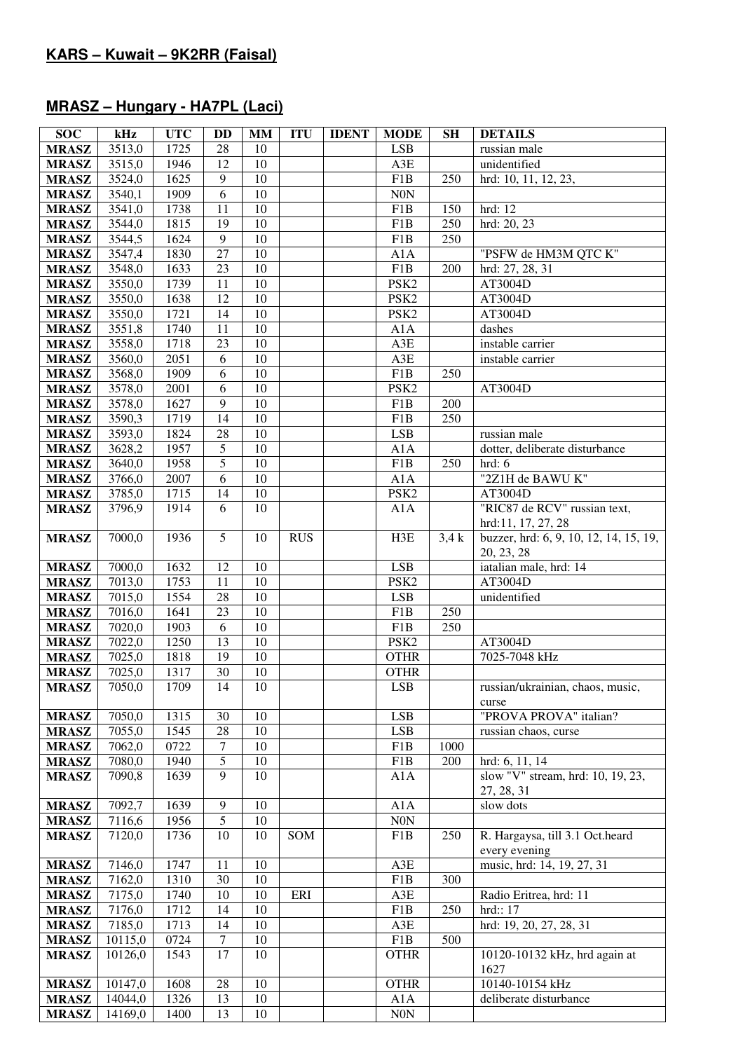## KARS – Kuwait – 9K2RR (Faisal)

## MRASZ – Hungary - HA7PL (Laci)

| SOC | kHz | UTC | DD | MM | ITU | IDENT | MODE | SH | DETAILS |
|---|---|---|---|---|---|---|---|---|---|
| MRASZ | 3513,0 | 1725 | 28 | 10 | | | LSB | | russian male |
| MRASZ | 3515,0 | 1946 | 12 | 10 | | | A3E | | unidentified |
| MRASZ | 3524,0 | 1625 | 9 | 10 | | | F1B | 250 | hrd: 10, 11, 12, 23, |
| MRASZ | 3540,1 | 1909 | 6 | 10 | | | N0N | | |
| MRASZ | 3541,0 | 1738 | 11 | 10 | | | F1B | 150 | hrd: 12 |
| MRASZ | 3544,0 | 1815 | 19 | 10 | | | F1B | 250 | hrd: 20, 23 |
| MRASZ | 3544,5 | 1624 | 9 | 10 | | | F1B | 250 | |
| MRASZ | 3547,4 | 1830 | 27 | 10 | | | A1A | | "PSFW de HM3M QTC K" |
| MRASZ | 3548,0 | 1633 | 23 | 10 | | | F1B | 200 | hrd: 27, 28, 31 |
| MRASZ | 3550,0 | 1739 | 11 | 10 | | | PSK2 | | AT3004D |
| MRASZ | 3550,0 | 1638 | 12 | 10 | | | PSK2 | | AT3004D |
| MRASZ | 3550,0 | 1721 | 14 | 10 | | | PSK2 | | AT3004D |
| MRASZ | 3551,8 | 1740 | 11 | 10 | | | A1A | | dashes |
| MRASZ | 3558,0 | 1718 | 23 | 10 | | | A3E | | instable carrier |
| MRASZ | 3560,0 | 2051 | 6 | 10 | | | A3E | | instable carrier |
| MRASZ | 3568,0 | 1909 | 6 | 10 | | | F1B | 250 | |
| MRASZ | 3578,0 | 2001 | 6 | 10 | | | PSK2 | | AT3004D |
| MRASZ | 3578,0 | 1627 | 9 | 10 | | | F1B | 200 | |
| MRASZ | 3590,3 | 1719 | 14 | 10 | | | F1B | 250 | |
| MRASZ | 3593,0 | 1824 | 28 | 10 | | | LSB | | russian male |
| MRASZ | 3628,2 | 1957 | 5 | 10 | | | A1A | | dotter, deliberate disturbance |
| MRASZ | 3640,0 | 1958 | 5 | 10 | | | F1B | 250 | hrd: 6 |
| MRASZ | 3766,0 | 2007 | 6 | 10 | | | A1A | | "2Z1H de BAWU K" |
| MRASZ | 3785,0 | 1715 | 14 | 10 | | | PSK2 | | AT3004D |
| MRASZ | 3796,9 | 1914 | 6 | 10 | | | A1A | | "RIC87 de RCV" russian text, hrd:11, 17, 27, 28 |
| MRASZ | 7000,0 | 1936 | 5 | 10 | RUS | | H3E | 3,4 k | buzzer, hrd: 6, 9, 10, 12, 14, 15, 19, 20, 23, 28 |
| MRASZ | 7000,0 | 1632 | 12 | 10 | | | LSB | | iatalian male, hrd: 14 |
| MRASZ | 7013,0 | 1753 | 11 | 10 | | | PSK2 | | AT3004D |
| MRASZ | 7015,0 | 1554 | 28 | 10 | | | LSB | | unidentified |
| MRASZ | 7016,0 | 1641 | 23 | 10 | | | F1B | 250 | |
| MRASZ | 7020,0 | 1903 | 6 | 10 | | | F1B | 250 | |
| MRASZ | 7022,0 | 1250 | 13 | 10 | | | PSK2 | | AT3004D |
| MRASZ | 7025,0 | 1818 | 19 | 10 | | | OTHR | | 7025-7048 kHz |
| MRASZ | 7025,0 | 1317 | 30 | 10 | | | OTHR | | |
| MRASZ | 7050,0 | 1709 | 14 | 10 | | | LSB | | russian/ukrainian, chaos, music, curse |
| MRASZ | 7050,0 | 1315 | 30 | 10 | | | LSB | | "PROVA PROVA" italian? |
| MRASZ | 7055,0 | 1545 | 28 | 10 | | | LSB | | russian chaos, curse |
| MRASZ | 7062,0 | 0722 | 7 | 10 | | | F1B | 1000 | |
| MRASZ | 7080,0 | 1940 | 5 | 10 | | | F1B | 200 | hrd: 6, 11, 14 |
| MRASZ | 7090,8 | 1639 | 9 | 10 | | | A1A | | slow "V" stream, hrd: 10, 19, 23, 27, 28, 31 |
| MRASZ | 7092,7 | 1639 | 9 | 10 | | | A1A | | slow dots |
| MRASZ | 7116,6 | 1956 | 5 | 10 | | | N0N | | |
| MRASZ | 7120,0 | 1736 | 10 | 10 | SOM | | F1B | 250 | R. Hargaysa, till 3.1 Oct.heard every evening |
| MRASZ | 7146,0 | 1747 | 11 | 10 | | | A3E | | music, hrd: 14, 19, 27, 31 |
| MRASZ | 7162,0 | 1310 | 30 | 10 | | | F1B | 300 | |
| MRASZ | 7175,0 | 1740 | 10 | 10 | ERI | | A3E | | Radio Eritrea, hrd: 11 |
| MRASZ | 7176,0 | 1712 | 14 | 10 | | | F1B | 250 | hrd:: 17 |
| MRASZ | 7185,0 | 1713 | 14 | 10 | | | A3E | | hrd: 19, 20, 27, 28, 31 |
| MRASZ | 10115,0 | 0724 | 7 | 10 | | | F1B | 500 | |
| MRASZ | 10126,0 | 1543 | 17 | 10 | | | OTHR | | 10120-10132 kHz, hrd again at 1627 |
| MRASZ | 10147,0 | 1608 | 28 | 10 | | | OTHR | | 10140-10154 kHz |
| MRASZ | 14044,0 | 1326 | 13 | 10 | | | A1A | | deliberate disturbance |
| MRASZ | 14169,0 | 1400 | 13 | 10 | | | N0N | | |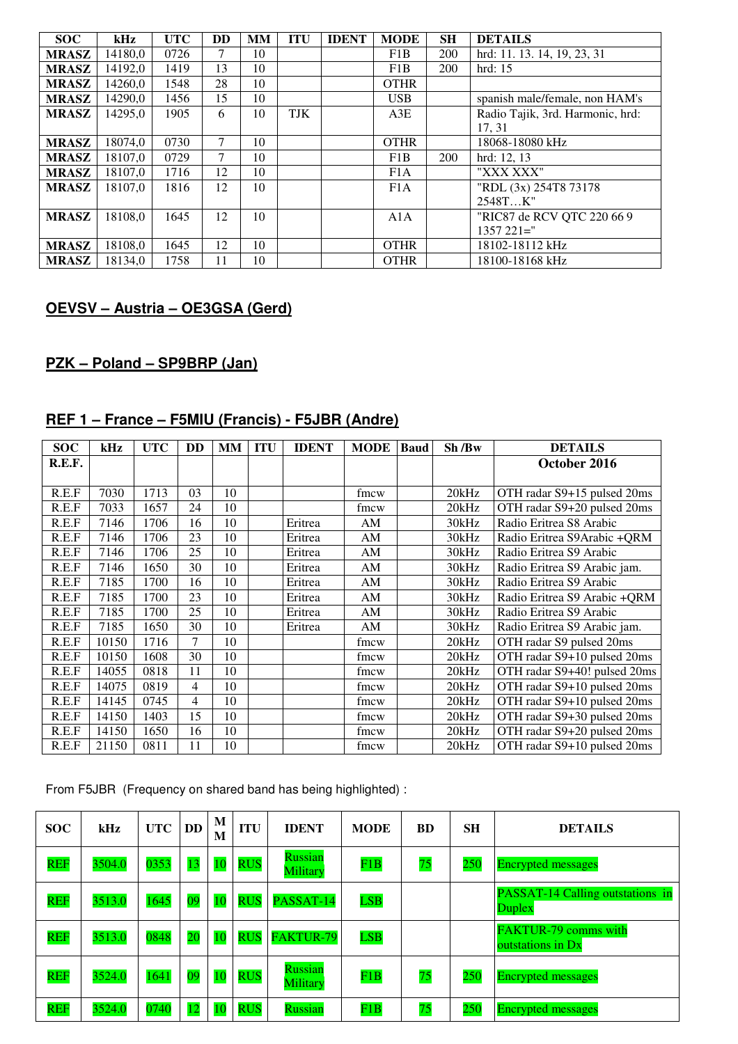| SOC | kHz | UTC | DD | MM | ITU | IDENT | MODE | SH | DETAILS |
|---|---|---|---|---|---|---|---|---|---|
| MRASZ | 14180,0 | 0726 | 7 | 10 | | | F1B | 200 | hrd: 11. 13. 14, 19, 23, 31 |
| MRASZ | 14192,0 | 1419 | 13 | 10 | | | F1B | 200 | hrd: 15 |
| MRASZ | 14260,0 | 1548 | 28 | 10 | | | OTHR | | |
| MRASZ | 14290,0 | 1456 | 15 | 10 | | | USB | | spanish male/female, non HAM's |
| MRASZ | 14295,0 | 1905 | 6 | 10 | TJK | | A3E | | Radio Tajik, 3rd. Harmonic, hrd: 17, 31 |
| MRASZ | 18074,0 | 0730 | 7 | 10 | | | OTHR | | 18068-18080 kHz |
| MRASZ | 18107,0 | 0729 | 7 | 10 | | | F1B | 200 | hrd: 12, 13 |
| MRASZ | 18107,0 | 1716 | 12 | 10 | | | F1A | | "XXX XXX" |
| MRASZ | 18107,0 | 1816 | 12 | 10 | | | F1A | | "RDL (3x) 254T8 73178 2548T…K" |
| MRASZ | 18108,0 | 1645 | 12 | 10 | | | A1A | | "RIC87 de RCV QTC 220 66 9 1357 221=" |
| MRASZ | 18108,0 | 1645 | 12 | 10 | | | OTHR | | 18102-18112 kHz |
| MRASZ | 18134,0 | 1758 | 11 | 10 | | | OTHR | | 18100-18168 kHz |

## OEVSV – Austria – OE3GSA (Gerd)

## PZK – Poland – SP9BRP (Jan)

## REF 1 – France – F5MIU (Francis) - F5JBR (Andre)

| SOC | kHz | UTC | DD | MM | ITU | IDENT | MODE | Baud | Sh /Bw | DETAILS |
|---|---|---|---|---|---|---|---|---|---|---|
| R.E.F. | | | | | | | | | | **October 2016** |
| R.E.F | 7030 | 1713 | 03 | 10 | | | fmcw | | 20kHz | OTH radar S9+15 pulsed 20ms |
| R.E.F | 7033 | 1657 | 24 | 10 | | | fmcw | | 20kHz | OTH radar S9+20 pulsed 20ms |
| R.E.F | 7146 | 1706 | 16 | 10 | | Eritrea | AM | | 30kHz | Radio Eritrea S8 Arabic |
| R.E.F | 7146 | 1706 | 23 | 10 | | Eritrea | AM | | 30kHz | Radio Eritrea S9Arabic +QRM |
| R.E.F | 7146 | 1706 | 25 | 10 | | Eritrea | AM | | 30kHz | Radio Eritrea S9 Arabic |
| R.E.F | 7146 | 1650 | 30 | 10 | | Eritrea | AM | | 30kHz | Radio Eritrea S9 Arabic jam. |
| R.E.F | 7185 | 1700 | 16 | 10 | | Eritrea | AM | | 30kHz | Radio Eritrea S9 Arabic |
| R.E.F | 7185 | 1700 | 23 | 10 | | Eritrea | AM | | 30kHz | Radio Eritrea S9 Arabic +QRM |
| R.E.F | 7185 | 1700 | 25 | 10 | | Eritrea | AM | | 30kHz | Radio Eritrea S9 Arabic |
| R.E.F | 7185 | 1650 | 30 | 10 | | Eritrea | AM | | 30kHz | Radio Eritrea S9 Arabic jam. |
| R.E.F | 10150 | 1716 | 7 | 10 | | | fmcw | | 20kHz | OTH radar S9 pulsed 20ms |
| R.E.F | 10150 | 1608 | 30 | 10 | | | fmcw | | 20kHz | OTH radar S9+10 pulsed 20ms |
| R.E.F | 14055 | 0818 | 11 | 10 | | | fmcw | | 20kHz | OTH radar S9+40! pulsed 20ms |
| R.E.F | 14075 | 0819 | 4 | 10 | | | fmcw | | 20kHz | OTH radar S9+10 pulsed 20ms |
| R.E.F | 14145 | 0745 | 4 | 10 | | | fmcw | | 20kHz | OTH radar S9+10 pulsed 20ms |
| R.E.F | 14150 | 1403 | 15 | 10 | | | fmcw | | 20kHz | OTH radar S9+30 pulsed 20ms |
| R.E.F | 14150 | 1650 | 16 | 10 | | | fmcw | | 20kHz | OTH radar S9+20 pulsed 20ms |
| R.E.F | 21150 | 0811 | 11 | 10 | | | fmcw | | 20kHz | OTH radar S9+10 pulsed 20ms |

From F5JBR (Frequency on shared band has being highlighted) :

| SOC | kHz | UTC | DD | MM | ITU | IDENT | MODE | BD | SH | DETAILS |
|---|---|---|---|---|---|---|---|---|---|---|
| REF | 3504.0 | 0353 | 13 | 10 | RUS | Russian Military | F1B | 75 | 250 | Encrypted messages |
| REF | 3513.0 | 1645 | 09 | 10 | RUS | PASSAT-14 | LSB | | | PASSAT-14 Calling outstations in Duplex |
| REF | 3513.0 | 0848 | 20 | 10 | RUS | FAKTUR-79 | LSB | | | FAKTUR-79 comms with outstations in Dx |
| REF | 3524.0 | 1641 | 09 | 10 | RUS | Russian Military | F1B | 75 | 250 | Encrypted messages |
| REF | 3524.0 | 0740 | 12 | 10 | RUS | Russian | F1B | 75 | 250 | Encrypted messages |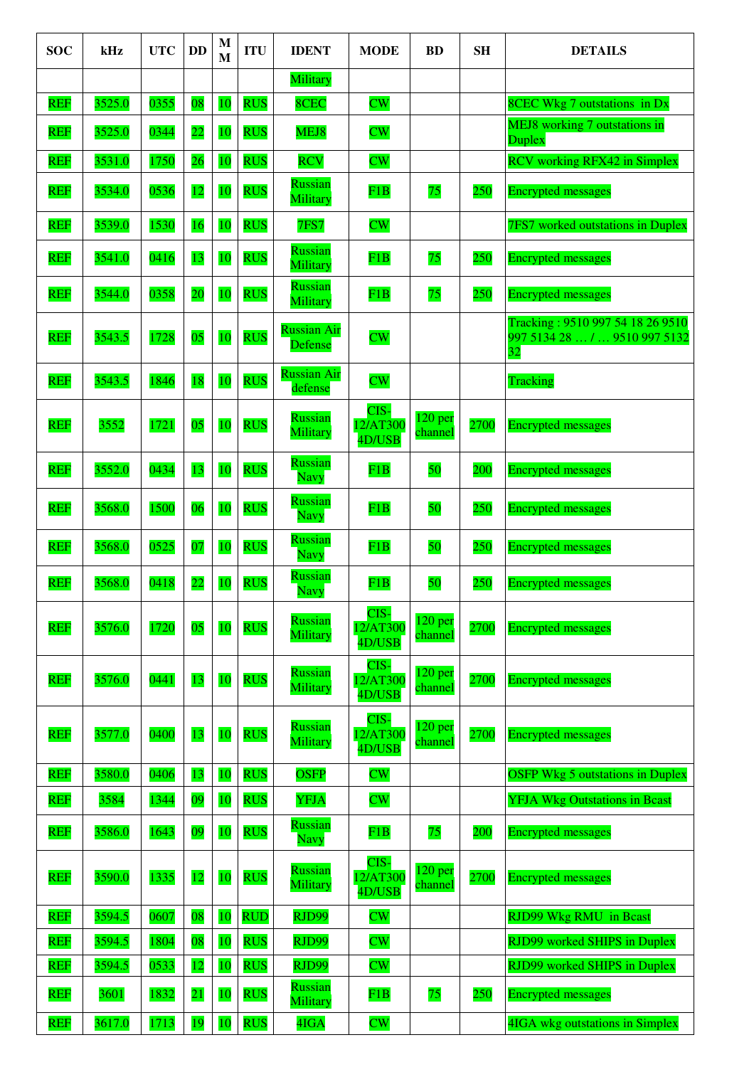| SOC | kHz | UTC | DD | MM | ITU | IDENT | MODE | BD | SH | DETAILS |
|---|---|---|---|---|---|---|---|---|---|---|
| | | | | | | Military | | | | |
| REF | 3525.0 | 0355 | 08 | 10 | RUS | 8CEC | CW | | | 8CEC Wkg 7 outstations  in Dx |
| REF | 3525.0 | 0344 | 22 | 10 | RUS | MEJ8 | CW | | | MEJ8 working 7 outstations in Duplex |
| REF | 3531.0 | 1750 | 26 | 10 | RUS | RCV | CW | | | RCV working RFX42 in Simplex |
| REF | 3534.0 | 0536 | 12 | 10 | RUS | Russian Military | F1B | 75 | 250 | Encrypted messages |
| REF | 3539.0 | 1530 | 16 | 10 | RUS | 7FS7 | CW | | | 7FS7 worked outstations in Duplex |
| REF | 3541.0 | 0416 | 13 | 10 | RUS | Russian Military | F1B | 75 | 250 | Encrypted messages |
| REF | 3544.0 | 0358 | 20 | 10 | RUS | Russian Military | F1B | 75 | 250 | Encrypted messages |
| REF | 3543.5 | 1728 | 05 | 10 | RUS | Russian Air Defense | CW | | | Tracking : 9510 997 54 18 26 9510 997 5134 28 … / … 9510 997 5132 32 |
| REF | 3543.5 | 1846 | 18 | 10 | RUS | Russian Air defense | CW | | | Tracking |
| REF | 3552 | 1721 | 05 | 10 | RUS | Russian Military | CIS-12/AT300 4D/USB | 120 per channel | 2700 | Encrypted messages |
| REF | 3552.0 | 0434 | 13 | 10 | RUS | Russian Navy | F1B | 50 | 200 | Encrypted messages |
| REF | 3568.0 | 1500 | 06 | 10 | RUS | Russian Navy | F1B | 50 | 250 | Encrypted messages |
| REF | 3568.0 | 0525 | 07 | 10 | RUS | Russian Navy | F1B | 50 | 250 | Encrypted messages |
| REF | 3568.0 | 0418 | 22 | 10 | RUS | Russian Navy | F1B | 50 | 250 | Encrypted messages |
| REF | 3576.0 | 1720 | 05 | 10 | RUS | Russian Military | CIS-12/AT300 4D/USB | 120 per channel | 2700 | Encrypted messages |
| REF | 3576.0 | 0441 | 13 | 10 | RUS | Russian Military | CIS-12/AT300 4D/USB | 120 per channel | 2700 | Encrypted messages |
| REF | 3577.0 | 0400 | 13 | 10 | RUS | Russian Military | CIS-12/AT300 4D/USB | 120 per channel | 2700 | Encrypted messages |
| REF | 3580.0 | 0406 | 13 | 10 | RUS | OSFP | CW | | | OSFP Wkg 5 outstations in Duplex |
| REF | 3584 | 1344 | 09 | 10 | RUS | YFJA | CW | | | YFJA Wkg Outstations in Bcast |
| REF | 3586.0 | 1643 | 09 | 10 | RUS | Russian Navy | F1B | 75 | 200 | Encrypted messages |
| REF | 3590.0 | 1335 | 12 | 10 | RUS | Russian Military | CIS-12/AT300 4D/USB | 120 per channel | 2700 | Encrypted messages |
| REF | 3594.5 | 0607 | 08 | 10 | RUD | RJD99 | CW | | | RJD99 Wkg RMU  in Bcast |
| REF | 3594.5 | 1804 | 08 | 10 | RUS | RJD99 | CW | | | RJD99 worked SHIPS in Duplex |
| REF | 3594.5 | 0533 | 12 | 10 | RUS | RJD99 | CW | | | RJD99 worked SHIPS in Duplex |
| REF | 3601 | 1832 | 21 | 10 | RUS | Russian Military | F1B | 75 | 250 | Encrypted messages |
| REF | 3617.0 | 1713 | 19 | 10 | RUS | 4IGA | CW | | | 4IGA wkg outstations in Simplex |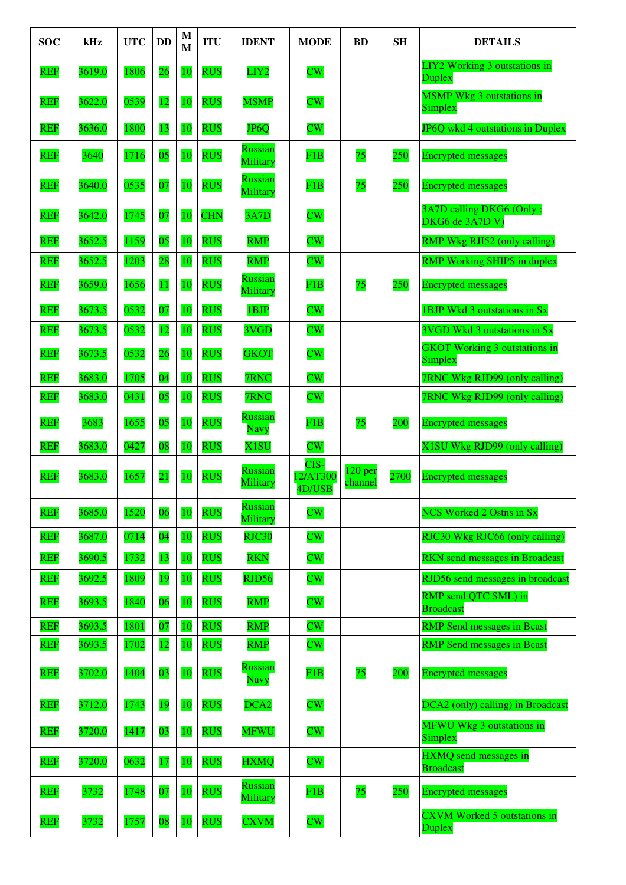| SOC | kHz | UTC | DD | MM | ITU | IDENT | MODE | BD | SH | DETAILS |
|---|---|---|---|---|---|---|---|---|---|---|
| REF | 3619.0 | 1806 | 26 | 10 | RUS | LIY2 | CW | | | LIY2 Working 3 outstations in Duplex |
| REF | 3622.0 | 0539 | 12 | 10 | RUS | MSMP | CW | | | MSMP Wkg 3 outstations in Simplex |
| REF | 3636.0 | 1800 | 13 | 10 | RUS | JP6Q | CW | | | JP6Q wkd 4 outstations in Duplex |
| REF | 3640 | 1716 | 05 | 10 | RUS | Russian Military | F1B | 75 | 250 | Encrypted messages |
| REF | 3640.0 | 0535 | 07 | 10 | RUS | Russian Military | F1B | 75 | 250 | Encrypted messages |
| REF | 3642.0 | 1745 | 07 | 10 | CHN | 3A7D | CW | | | 3A7D calling DKG6 (Only : DKG6 de 3A7D V) |
| REF | 3652.5 | 1159 | 05 | 10 | RUS | RMP | CW | | | RMP Wkg RJI52 (only calling) |
| REF | 3652.5 | 1203 | 28 | 10 | RUS | RMP | CW | | | RMP Working SHIPS in duplex |
| REF | 3659.0 | 1656 | 11 | 10 | RUS | Russian Military | F1B | 75 | 250 | Encrypted messages |
| REF | 3673.5 | 0532 | 07 | 10 | RUS | 1BJP | CW | | | 1BJP Wkd 3 outstations in Sx |
| REF | 3673.5 | 0532 | 12 | 10 | RUS | 3VGD | CW | | | 3VGD Wkd 3 outstations in Sx |
| REF | 3673.5 | 0532 | 26 | 10 | RUS | GKOT | CW | | | GKOT Working 3 outstations in Simplex |
| REF | 3683.0 | 1705 | 04 | 10 | RUS | 7RNC | CW | | | 7RNC Wkg RJD99 (only calling) |
| REF | 3683.0 | 0431 | 05 | 10 | RUS | 7RNC | CW | | | 7RNC Wkg RJD99 (only calling) |
| REF | 3683 | 1655 | 05 | 10 | RUS | Russian Navy | F1B | 75 | 200 | Encrypted messages |
| REF | 3683.0 | 0427 | 08 | 10 | RUS | X1SU | CW | | | X1SU Wkg RJD99 (only calling) |
| REF | 3683.0 | 1657 | 21 | 10 | RUS | Russian Military | CIS-12/AT300 4D/USB | 120 per channel | 2700 | Encrypted messages |
| REF | 3685.0 | 1520 | 06 | 10 | RUS | Russian Military | CW | | | NCS Worked 2 Ostns in Sx |
| REF | 3687.0 | 0714 | 04 | 10 | RUS | RJC30 | CW | | | RJC30 Wkg RJC66 (only calling) |
| REF | 3690.5 | 1732 | 13 | 10 | RUS | RKN | CW | | | RKN send messages in Broadcast |
| REF | 3692.5 | 1809 | 19 | 10 | RUS | RJD56 | CW | | | RJD56 send messages in broadcast |
| REF | 3693.5 | 1840 | 06 | 10 | RUS | RMP | CW | | | RMP send QTC SML) in Broadcast |
| REF | 3693.5 | 1801 | 07 | 10 | RUS | RMP | CW | | | RMP Send messages in Bcast |
| REF | 3693.5 | 1702 | 12 | 10 | RUS | RMP | CW | | | RMP Send messages in Bcast |
| REF | 3702.0 | 1404 | 03 | 10 | RUS | Russian Navy | F1B | 75 | 200 | Encrypted messages |
| REF | 3712.0 | 1743 | 19 | 10 | RUS | DCA2 | CW | | | DCA2 (only) calling) in Broadcast |
| REF | 3720.0 | 1417 | 03 | 10 | RUS | MFWU | CW | | | MFWU Wkg 3 outstations in Simplex |
| REF | 3720.0 | 0632 | 17 | 10 | RUS | HXMQ | CW | | | HXMQ send messages in Broadcast |
| REF | 3732 | 1748 | 07 | 10 | RUS | Russian Military | F1B | 75 | 250 | Encrypted messages |
| REF | 3732 | 1757 | 08 | 10 | RUS | CXVM | CW | | | CXVM Worked 5 outstations in Duplex |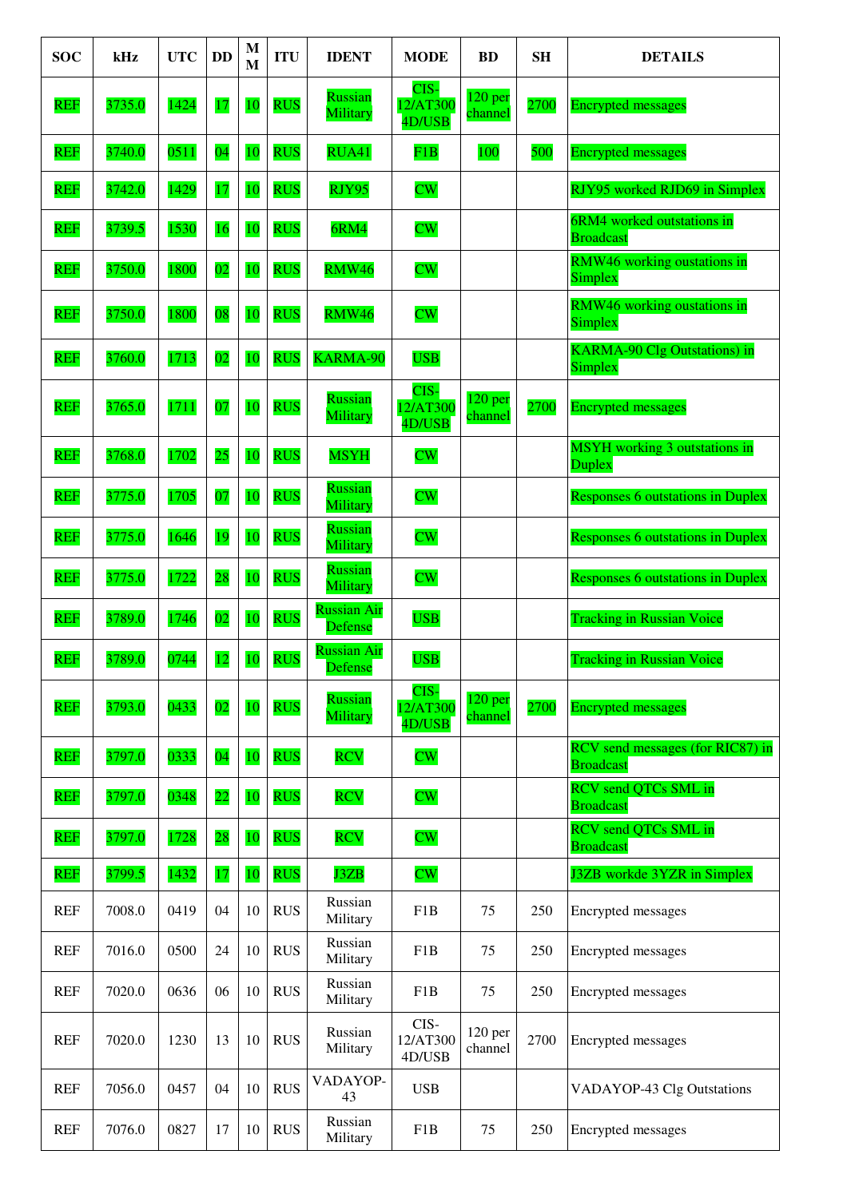| SOC | kHz | UTC | DD | MM | ITU | IDENT | MODE | BD | SH | DETAILS |
|---|---|---|---|---|---|---|---|---|---|---|
| REF | 3735.0 | 1424 | 17 | 10 | RUS | Russian Military | CIS-12/AT300 4D/USB | 120 per channel | 2700 | Encrypted messages |
| REF | 3740.0 | 0511 | 04 | 10 | RUS | RUA41 | F1B | 100 | 500 | Encrypted messages |
| REF | 3742.0 | 1429 | 17 | 10 | RUS | RJY95 | CW | | | RJY95 worked RJD69 in Simplex |
| REF | 3739.5 | 1530 | 16 | 10 | RUS | 6RM4 | CW | | | 6RM4 worked outstations in Broadcast |
| REF | 3750.0 | 1800 | 02 | 10 | RUS | RMW46 | CW | | | RMW46 working oustations in Simplex |
| REF | 3750.0 | 1800 | 08 | 10 | RUS | RMW46 | CW | | | RMW46 working oustations in Simplex |
| REF | 3760.0 | 1713 | 02 | 10 | RUS | KARMA-90 | USB | | | KARMA-90 Clg Outstations) in Simplex |
| REF | 3765.0 | 1711 | 07 | 10 | RUS | Russian Military | CIS-12/AT300 4D/USB | 120 per channel | 2700 | Encrypted messages |
| REF | 3768.0 | 1702 | 25 | 10 | RUS | MSYH | CW | | | MSYH working 3 outstations in Duplex |
| REF | 3775.0 | 1705 | 07 | 10 | RUS | Russian Military | CW | | | Responses 6 outstations in Duplex |
| REF | 3775.0 | 1646 | 19 | 10 | RUS | Russian Military | CW | | | Responses 6 outstations in Duplex |
| REF | 3775.0 | 1722 | 28 | 10 | RUS | Russian Military | CW | | | Responses 6 outstations in Duplex |
| REF | 3789.0 | 1746 | 02 | 10 | RUS | Russian Air Defense | USB | | | Tracking in Russian Voice |
| REF | 3789.0 | 0744 | 12 | 10 | RUS | Russian Air Defense | USB | | | Tracking in Russian Voice |
| REF | 3793.0 | 0433 | 02 | 10 | RUS | Russian Military | CIS-12/AT300 4D/USB | 120 per channel | 2700 | Encrypted messages |
| REF | 3797.0 | 0333 | 04 | 10 | RUS | RCV | CW | | | RCV send messages (for RIC87) in Broadcast |
| REF | 3797.0 | 0348 | 22 | 10 | RUS | RCV | CW | | | RCV send QTCs SML in Broadcast |
| REF | 3797.0 | 1728 | 28 | 10 | RUS | RCV | CW | | | RCV send QTCs SML in Broadcast |
| REF | 3799.5 | 1432 | 17 | 10 | RUS | J3ZB | CW | | | J3ZB workde 3YZR in Simplex |
| REF | 7008.0 | 0419 | 04 | 10 | RUS | Russian Military | F1B | 75 | 250 | Encrypted messages |
| REF | 7016.0 | 0500 | 24 | 10 | RUS | Russian Military | F1B | 75 | 250 | Encrypted messages |
| REF | 7020.0 | 0636 | 06 | 10 | RUS | Russian Military | F1B | 75 | 250 | Encrypted messages |
| REF | 7020.0 | 1230 | 13 | 10 | RUS | Russian Military | CIS-12/AT300 4D/USB | 120 per channel | 2700 | Encrypted messages |
| REF | 7056.0 | 0457 | 04 | 10 | RUS | VADAYOP-43 | USB | | | VADAYOP-43 Clg Outstations |
| REF | 7076.0 | 0827 | 17 | 10 | RUS | Russian Military | F1B | 75 | 250 | Encrypted messages |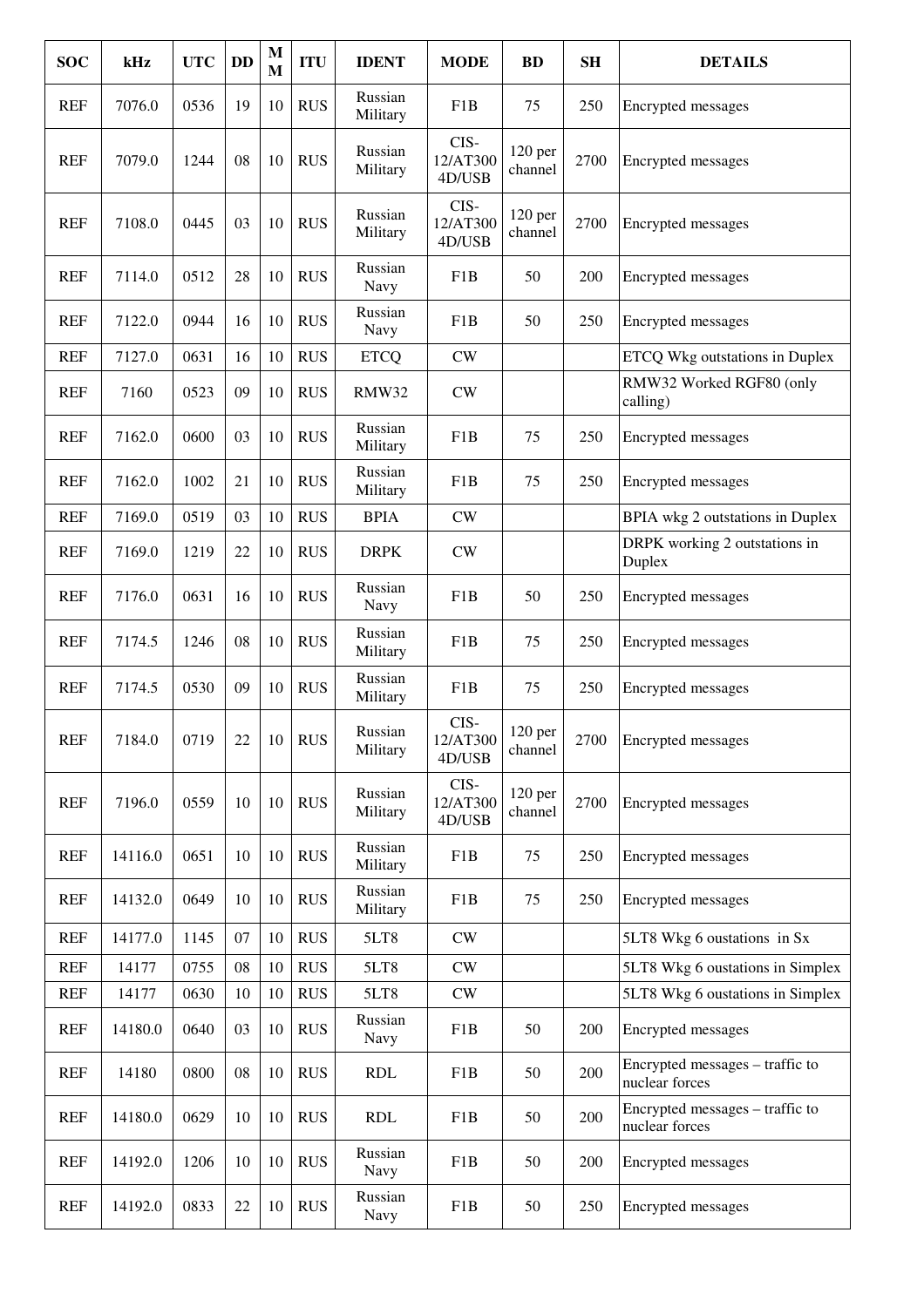| SOC | kHz | UTC | DD | MM | ITU | IDENT | MODE | BD | SH | DETAILS |
|---|---|---|---|---|---|---|---|---|---|---|
| REF | 7076.0 | 0536 | 19 | 10 | RUS | Russian Military | F1B | 75 | 250 | Encrypted messages |
| REF | 7079.0 | 1244 | 08 | 10 | RUS | Russian Military | CIS-12/AT3004D/USB | 120 per channel | 2700 | Encrypted messages |
| REF | 7108.0 | 0445 | 03 | 10 | RUS | Russian Military | CIS-12/AT3004D/USB | 120 per channel | 2700 | Encrypted messages |
| REF | 7114.0 | 0512 | 28 | 10 | RUS | Russian Navy | F1B | 50 | 200 | Encrypted messages |
| REF | 7122.0 | 0944 | 16 | 10 | RUS | Russian Navy | F1B | 50 | 250 | Encrypted messages |
| REF | 7127.0 | 0631 | 16 | 10 | RUS | ETCQ | CW | | | ETCQ Wkg outstations in Duplex |
| REF | 7160 | 0523 | 09 | 10 | RUS | RMW32 | CW | | | RMW32 Worked RGF80 (only calling) |
| REF | 7162.0 | 0600 | 03 | 10 | RUS | Russian Military | F1B | 75 | 250 | Encrypted messages |
| REF | 7162.0 | 1002 | 21 | 10 | RUS | Russian Military | F1B | 75 | 250 | Encrypted messages |
| REF | 7169.0 | 0519 | 03 | 10 | RUS | BPIA | CW | | | BPIA wkg 2 outstations in Duplex |
| REF | 7169.0 | 1219 | 22 | 10 | RUS | DRPK | CW | | | DRPK working 2 outstations in Duplex |
| REF | 7176.0 | 0631 | 16 | 10 | RUS | Russian Navy | F1B | 50 | 250 | Encrypted messages |
| REF | 7174.5 | 1246 | 08 | 10 | RUS | Russian Military | F1B | 75 | 250 | Encrypted messages |
| REF | 7174.5 | 0530 | 09 | 10 | RUS | Russian Military | F1B | 75 | 250 | Encrypted messages |
| REF | 7184.0 | 0719 | 22 | 10 | RUS | Russian Military | CIS-12/AT3004D/USB | 120 per channel | 2700 | Encrypted messages |
| REF | 7196.0 | 0559 | 10 | 10 | RUS | Russian Military | CIS-12/AT3004D/USB | 120 per channel | 2700 | Encrypted messages |
| REF | 14116.0 | 0651 | 10 | 10 | RUS | Russian Military | F1B | 75 | 250 | Encrypted messages |
| REF | 14132.0 | 0649 | 10 | 10 | RUS | Russian Military | F1B | 75 | 250 | Encrypted messages |
| REF | 14177.0 | 1145 | 07 | 10 | RUS | 5LT8 | CW | | | 5LT8 Wkg 6 oustations in Sx |
| REF | 14177 | 0755 | 08 | 10 | RUS | 5LT8 | CW | | | 5LT8 Wkg 6 oustations in Simplex |
| REF | 14177 | 0630 | 10 | 10 | RUS | 5LT8 | CW | | | 5LT8 Wkg 6 oustations in Simplex |
| REF | 14180.0 | 0640 | 03 | 10 | RUS | Russian Navy | F1B | 50 | 200 | Encrypted messages |
| REF | 14180 | 0800 | 08 | 10 | RUS | RDL | F1B | 50 | 200 | Encrypted messages – traffic to nuclear forces |
| REF | 14180.0 | 0629 | 10 | 10 | RUS | RDL | F1B | 50 | 200 | Encrypted messages – traffic to nuclear forces |
| REF | 14192.0 | 1206 | 10 | 10 | RUS | Russian Navy | F1B | 50 | 200 | Encrypted messages |
| REF | 14192.0 | 0833 | 22 | 10 | RUS | Russian Navy | F1B | 50 | 250 | Encrypted messages |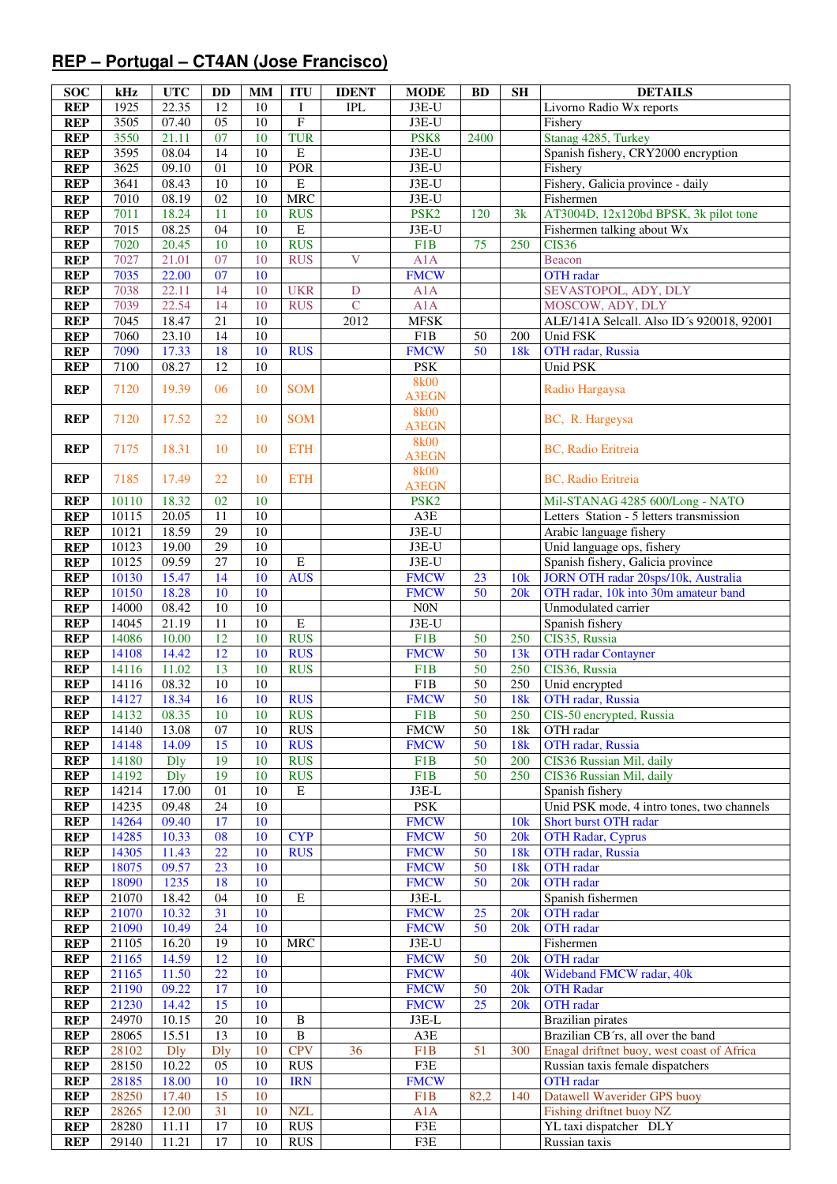## REP – Portugal – CT4AN (Jose Francisco)

| SOC | kHz | UTC | DD | MM | ITU | IDENT | MODE | BD | SH | DETAILS |
|---|---|---|---|---|---|---|---|---|---|---|
| REP | 1925 | 22.35 | 12 | 10 | I | IPL | J3E-U | | | Livorno Radio Wx reports |
| REP | 3505 | 07.40 | 05 | 10 | F | | J3E-U | | | Fishery |
| REP | 3550 | 21.11 | 07 | 10 | TUR | | PSK8 | 2400 | | Stanag 4285, Turkey |
| REP | 3595 | 08.04 | 14 | 10 | E | | J3E-U | | | Spanish fishery, CRY2000 encryption |
| REP | 3625 | 09.10 | 01 | 10 | POR | | J3E-U | | | Fishery |
| REP | 3641 | 08.43 | 10 | 10 | E | | J3E-U | | | Fishery, Galicia province - daily |
| REP | 7010 | 08.19 | 02 | 10 | MRC | | J3E-U | | | Fishermen |
| REP | 7011 | 18.24 | 11 | 10 | RUS | | PSK2 | 120 | 3k | AT3004D, 12x120bd BPSK, 3k pilot tone |
| REP | 7015 | 08.25 | 04 | 10 | E | | J3E-U | | | Fishermen talking about Wx |
| REP | 7020 | 20.45 | 10 | 10 | RUS | | F1B | 75 | 250 | CIS36 |
| REP | 7027 | 21.01 | 07 | 10 | RUS | V | A1A | | | Beacon |
| REP | 7035 | 22.00 | 07 | 10 | | | FMCW | | | OTH radar |
| REP | 7038 | 22.11 | 14 | 10 | UKR | D | A1A | | | SEVASTOPOL, ADY, DLY |
| REP | 7039 | 22.54 | 14 | 10 | RUS | C | A1A | | | MOSCOW, ADY, DLY |
| REP | 7045 | 18.47 | 21 | 10 | | 2012 | MFSK | | | ALE/141A Selcall. Also ID´s 920018, 92001 |
| REP | 7060 | 23.10 | 14 | 10 | | | F1B | 50 | 200 | Unid FSK |
| REP | 7090 | 17.33 | 18 | 10 | RUS | | FMCW | 50 | 18k | OTH radar, Russia |
| REP | 7100 | 08.27 | 12 | 10 | | | PSK | | | Unid PSK |
| REP | 7120 | 19.39 | 06 | 10 | SOM | | 8k00 A3EGN | | | Radio Hargaysa |
| REP | 7120 | 17.52 | 22 | 10 | SOM | | 8k00 A3EGN | | | BC, R. Hargeysa |
| REP | 7175 | 18.31 | 10 | 10 | ETH | | 8k00 A3EGN | | | BC, Radio Eritreia |
| REP | 7185 | 17.49 | 22 | 10 | ETH | | 8k00 A3EGN | | | BC, Radio Eritreia |
| REP | 10110 | 18.32 | 02 | 10 | | | PSK2 | | | Mil-STANAG 4285 600/Long - NATO |
| REP | 10115 | 20.05 | 11 | 10 | | | A3E | | | Letters Station - 5 letters transmission |
| REP | 10121 | 18.59 | 29 | 10 | | | J3E-U | | | Arabic language fishery |
| REP | 10123 | 19.00 | 29 | 10 | | | J3E-U | | | Unid language ops, fishery |
| REP | 10125 | 09.59 | 27 | 10 | E | | J3E-U | | | Spanish fishery, Galicia province |
| REP | 10130 | 15.47 | 14 | 10 | AUS | | FMCW | 23 | 10k | JORN OTH radar 20sps/10k, Australia |
| REP | 10150 | 18.28 | 10 | 10 | | | FMCW | 50 | 20k | OTH radar, 10k into 30m amateur band |
| REP | 14000 | 08.42 | 10 | 10 | | | N0N | | | Unmodulated carrier |
| REP | 14045 | 21.19 | 11 | 10 | E | | J3E-U | | | Spanish fishery |
| REP | 14086 | 10.00 | 12 | 10 | RUS | | F1B | 50 | 250 | CIS35, Russia |
| REP | 14108 | 14.42 | 12 | 10 | RUS | | FMCW | 50 | 13k | OTH radar Contayner |
| REP | 14116 | 11.02 | 13 | 10 | RUS | | F1B | 50 | 250 | CIS36, Russia |
| REP | 14116 | 08.32 | 10 | 10 | | | F1B | 50 | 250 | Unid encrypted |
| REP | 14127 | 18.34 | 16 | 10 | RUS | | FMCW | 50 | 18k | OTH radar, Russia |
| REP | 14132 | 08.35 | 10 | 10 | RUS | | F1B | 50 | 250 | CIS-50 encrypted, Russia |
| REP | 14140 | 13.08 | 07 | 10 | RUS | | FMCW | 50 | 18k | OTH radar |
| REP | 14148 | 14.09 | 15 | 10 | RUS | | FMCW | 50 | 18k | OTH radar, Russia |
| REP | 14180 | Dly | 19 | 10 | RUS | | F1B | 50 | 200 | CIS36 Russian Mil, daily |
| REP | 14192 | Dly | 19 | 10 | RUS | | F1B | 50 | 250 | CIS36 Russian Mil, daily |
| REP | 14214 | 17.00 | 01 | 10 | E | | J3E-L | | | Spanish fishery |
| REP | 14235 | 09.48 | 24 | 10 | | | PSK | | | Unid PSK mode, 4 intro tones, two channels |
| REP | 14264 | 09.40 | 17 | 10 | | | FMCW | | 10k | Short burst OTH radar |
| REP | 14285 | 10.33 | 08 | 10 | CYP | | FMCW | 50 | 20k | OTH Radar, Cyprus |
| REP | 14305 | 11.43 | 22 | 10 | RUS | | FMCW | 50 | 18k | OTH radar, Russia |
| REP | 18075 | 09.57 | 23 | 10 | | | FMCW | 50 | 18k | OTH radar |
| REP | 18090 | 1235 | 18 | 10 | | | FMCW | 50 | 20k | OTH radar |
| REP | 21070 | 18.42 | 04 | 10 | E | | J3E-L | | | Spanish fishermen |
| REP | 21070 | 10.32 | 31 | 10 | | | FMCW | 25 | 20k | OTH radar |
| REP | 21090 | 10.49 | 24 | 10 | | | FMCW | 50 | 20k | OTH radar |
| REP | 21105 | 16.20 | 19 | 10 | MRC | | J3E-U | | | Fishermen |
| REP | 21165 | 14.59 | 12 | 10 | | | FMCW | 50 | 20k | OTH radar |
| REP | 21165 | 11.50 | 22 | 10 | | | FMCW | | 40k | Wideband FMCW radar, 40k |
| REP | 21190 | 09.22 | 17 | 10 | | | FMCW | 50 | 20k | OTH Radar |
| REP | 21230 | 14.42 | 15 | 10 | | | FMCW | 25 | 20k | OTH radar |
| REP | 24970 | 10.15 | 20 | 10 | B | | J3E-L | | | Brazilian pirates |
| REP | 28065 | 15.51 | 13 | 10 | B | | A3E | | | Brazilian CB´rs, all over the band |
| REP | 28102 | Dly | Dly | 10 | CPV | 36 | F1B | 51 | 300 | Enagal driftnet buoy, west coast of Africa |
| REP | 28150 | 10.22 | 05 | 10 | RUS | | F3E | | | Russian taxis female dispatchers |
| REP | 28185 | 18.00 | 10 | 10 | IRN | | FMCW | | | OTH radar |
| REP | 28250 | 17.40 | 15 | 10 | | | F1B | 82,2 | 140 | Datawell Waverider GPS buoy |
| REP | 28265 | 12.00 | 31 | 10 | NZL | | A1A | | | Fishing driftnet buoy NZ |
| REP | 28280 | 11.11 | 17 | 10 | RUS | | F3E | | | YL taxi dispatcher DLY |
| REP | 29140 | 11.21 | 17 | 10 | RUS | | F3E | | | Russian taxis |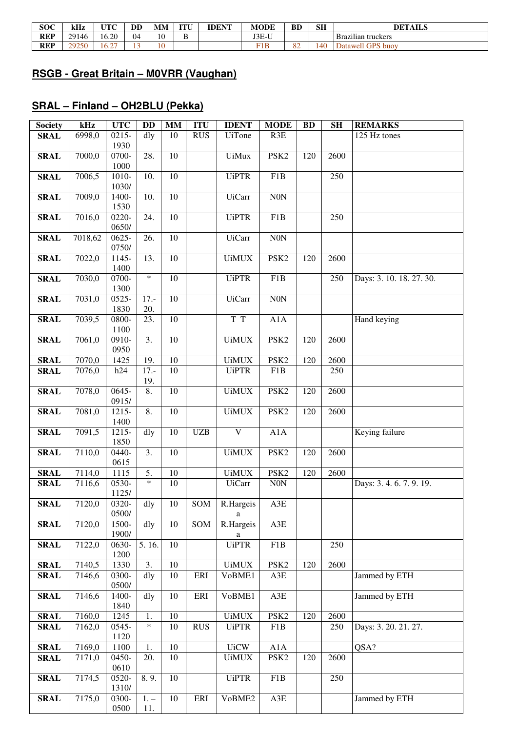| SOC | kHz | UTC | DD | MM | ITU | IDENT | MODE | BD | SH | DETAILS |
|---|---|---|---|---|---|---|---|---|---|---|
| REP | 29146 | 16.20 | 04 | 10 | B |  | J3E-U |  |  | Brazilian truckers |
| REP | 29250 | 16.27 | 13 | 10 |  |  | F1B | 82 | 140 | Datawell GPS buoy |

## RSGB - Great Britain – M0VRR (Vaughan)

## SRAL – Finland – OH2BLU (Pekka)

| Society | kHz | UTC | DD | MM | ITU | IDENT | MODE | BD | SH | REMARKS |
|---|---|---|---|---|---|---|---|---|---|---|
| SRAL | 6998,0 | 0215-1930 | dly | 10 | RUS | UiTone | R3E |  |  | 125 Hz tones |
| SRAL | 7000,0 | 0700-1000 | 28. | 10 |  | UiMux | PSK2 | 120 | 2600 |  |
| SRAL | 7006,5 | 1010-1030/ | 10. | 10 |  | UiPTR | F1B |  | 250 |  |
| SRAL | 7009,0 | 1400-1530 | 10. | 10 |  | UiCarr | N0N |  |  |  |
| SRAL | 7016,0 | 0220-0650/ | 24. | 10 |  | UiPTR | F1B |  | 250 |  |
| SRAL | 7018,62 | 0625-0750/ | 26. | 10 |  | UiCarr | N0N |  |  |  |
| SRAL | 7022,0 | 1145-1400 | 13. | 10 |  | UiMUX | PSK2 | 120 | 2600 |  |
| SRAL | 7030,0 | 0700-1300 | * | 10 |  | UiPTR | F1B |  | 250 | Days: 3. 10. 18. 27. 30. |
| SRAL | 7031,0 | 0525-1830 | 17.-20. | 10 |  | UiCarr | N0N |  |  |  |
| SRAL | 7039,5 | 0800-1100 | 23. | 10 |  | T T | A1A |  |  | Hand keying |
| SRAL | 7061,0 | 0910-0950 | 3. | 10 |  | UiMUX | PSK2 | 120 | 2600 |  |
| SRAL | 7070,0 | 1425 | 19. | 10 |  | UiMUX | PSK2 | 120 | 2600 |  |
| SRAL | 7076,0 | h24 | 17.-19. | 10 |  | UiPTR | F1B |  | 250 |  |
| SRAL | 7078,0 | 0645-0915/ | 8. | 10 |  | UiMUX | PSK2 | 120 | 2600 |  |
| SRAL | 7081,0 | 1215-1400 | 8. | 10 |  | UiMUX | PSK2 | 120 | 2600 |  |
| SRAL | 7091,5 | 1215-1850 | dly | 10 | UZB | V | A1A |  |  | Keying failure |
| SRAL | 7110,0 | 0440-0615 | 3. | 10 |  | UiMUX | PSK2 | 120 | 2600 |  |
| SRAL | 7114,0 | 1115 | 5. | 10 |  | UiMUX | PSK2 | 120 | 2600 |  |
| SRAL | 7116,6 | 0530-1125/ | * | 10 |  | UiCarr | N0N |  |  | Days: 3. 4. 6. 7. 9. 19. |
| SRAL | 7120,0 | 0320-0500/ | dly | 10 | SOM | R.Hargeisa | A3E |  |  |  |
| SRAL | 7120,0 | 1500-1900/ | dly | 10 | SOM | R.Hargeisa | A3E |  |  |  |
| SRAL | 7122,0 | 0630-1200 | 5. 16. | 10 |  | UiPTR | F1B |  | 250 |  |
| SRAL | 7140,5 | 1330 | 3. | 10 |  | UiMUX | PSK2 | 120 | 2600 |  |
| SRAL | 7146,6 | 0300-0500/ | dly | 10 | ERI | VoBME1 | A3E |  |  | Jammed by ETH |
| SRAL | 7146,6 | 1400-1840 | dly | 10 | ERI | VoBME1 | A3E |  |  | Jammed by ETH |
| SRAL | 7160,0 | 1245 | 1. | 10 |  | UiMUX | PSK2 | 120 | 2600 |  |
| SRAL | 7162,0 | 0545-1120 | * | 10 | RUS | UiPTR | F1B |  | 250 | Days: 3. 20. 21. 27. |
| SRAL | 7169,0 | 1100 | 1. | 10 |  | UiCW | A1A |  |  | QSA? |
| SRAL | 7171,0 | 0450-0610 | 20. | 10 |  | UiMUX | PSK2 | 120 | 2600 |  |
| SRAL | 7174,5 | 0520-1310/ | 8. 9. | 10 |  | UiPTR | F1B |  | 250 |  |
| SRAL | 7175,0 | 0300-0500 | 1. – 11. | 10 | ERI | VoBME2 | A3E |  |  | Jammed by ETH |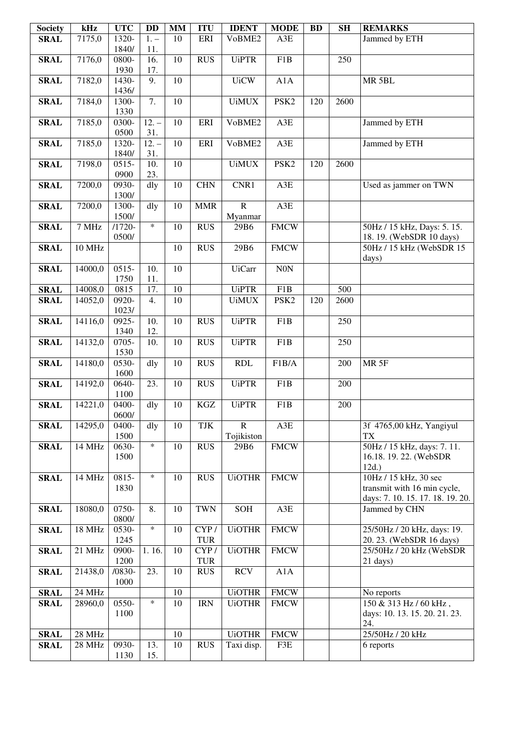| Society | kHz | UTC | DD | MM | ITU | IDENT | MODE | BD | SH | REMARKS |
|---|---|---|---|---|---|---|---|---|---|---|
| **SRAL** | 7175,0 | 1320-1840/ | 1. – 11. | 10 | ERI | VoBME2 | A3E | | | Jammed by ETH |
| **SRAL** | 7176,0 | 0800-1930 | 16. 17. | 10 | RUS | UiPTR | F1B | | 250 | |
| **SRAL** | 7182,0 | 1430-1436/ | 9. | 10 | | UiCW | A1A | | | MR 5BL |
| **SRAL** | 7184,0 | 1300-1330 | 7. | 10 | | UiMUX | PSK2 | 120 | 2600 | |
| **SRAL** | 7185,0 | 0300-0500 | 12. – 31. | 10 | ERI | VoBME2 | A3E | | | Jammed by ETH |
| **SRAL** | 7185,0 | 1320-1840/ | 12. – 31. | 10 | ERI | VoBME2 | A3E | | | Jammed by ETH |
| **SRAL** | 7198,0 | 0515-0900 | 10. 23. | 10 | | UiMUX | PSK2 | 120 | 2600 | |
| **SRAL** | 7200,0 | 0930-1300/ | dly | 10 | CHN | CNR1 | A3E | | | Used as jammer on TWN |
| **SRAL** | 7200,0 | 1300-1500/ | dly | 10 | MMR | R Myanmar | A3E | | | |
| **SRAL** | 7 MHz | /1720-0500/ | * | 10 | RUS | 29B6 | FMCW | | | 50Hz / 15 kHz, Days: 5. 15. 18. 19. (WebSDR 10 days) |
| **SRAL** | 10 MHz | | | 10 | RUS | 29B6 | FMCW | | | 50Hz / 15 kHz (WebSDR 15 days) |
| **SRAL** | 14000,0 | 0515-1750 | 10. 11. | 10 | | UiCarr | N0N | | | |
| **SRAL** | 14008,0 | 0815 | 17. | 10 | | UiPTR | F1B | | 500 | |
| **SRAL** | 14052,0 | 0920-1023/ | 4. | 10 | | UiMUX | PSK2 | 120 | 2600 | |
| **SRAL** | 14116,0 | 0925-1340 | 10. 12. | 10 | RUS | UiPTR | F1B | | 250 | |
| **SRAL** | 14132,0 | 0705-1530 | 10. | 10 | RUS | UiPTR | F1B | | 250 | |
| **SRAL** | 14180,0 | 0530-1600 | dly | 10 | RUS | RDL | F1B/A | | 200 | MR 5F |
| **SRAL** | 14192,0 | 0640-1100 | 23. | 10 | RUS | UiPTR | F1B | | 200 | |
| **SRAL** | 14221,0 | 0400-0600/ | dly | 10 | KGZ | UiPTR | F1B | | 200 | |
| **SRAL** | 14295,0 | 0400-1500 | dly | 10 | TJK | R Tojikiston | A3E | | | 3f 4765,00 kHz, Yangiyul TX |
| **SRAL** | 14 MHz | 0630-1500 | * | 10 | RUS | 29B6 | FMCW | | | 50Hz / 15 kHz, days: 7. 11. 16.18. 19. 22. (WebSDR 12d.) |
| **SRAL** | 14 MHz | 0815-1830 | * | 10 | RUS | UiOTHR | FMCW | | | 10Hz / 15 kHz, 30 sec transmit with 16 min cycle, days: 7. 10. 15. 17. 18. 19. 20. |
| **SRAL** | 18080,0 | 0750-0800/ | 8. | 10 | TWN | SOH | A3E | | | Jammed by CHN |
| **SRAL** | 18 MHz | 0530-1245 | * | 10 | CYP / TUR | UiOTHR | FMCW | | | 25/50Hz / 20 kHz, days: 19. 20. 23. (WebSDR 16 days) |
| **SRAL** | 21 MHz | 0900-1200 | 1. 16. | 10 | CYP / TUR | UiOTHR | FMCW | | | 25/50Hz / 20 kHz (WebSDR 21 days) |
| **SRAL** | 21438,0 | /0830-1000 | 23. | 10 | RUS | RCV | A1A | | | |
| **SRAL** | 24 MHz | | | 10 | | UiOTHR | FMCW | | | No reports |
| **SRAL** | 28960,0 | 0550-1100 | * | 10 | IRN | UiOTHR | FMCW | | | 150 & 313 Hz / 60 kHz , days: 10. 13. 15. 20. 21. 23. 24. |
| **SRAL** | 28 MHz | | | 10 | | UiOTHR | FMCW | | | 25/50Hz / 20 kHz |
| **SRAL** | 28 MHz | 0930-1130 | 13. 15. | 10 | RUS | Taxi disp. | F3E | | | 6 reports |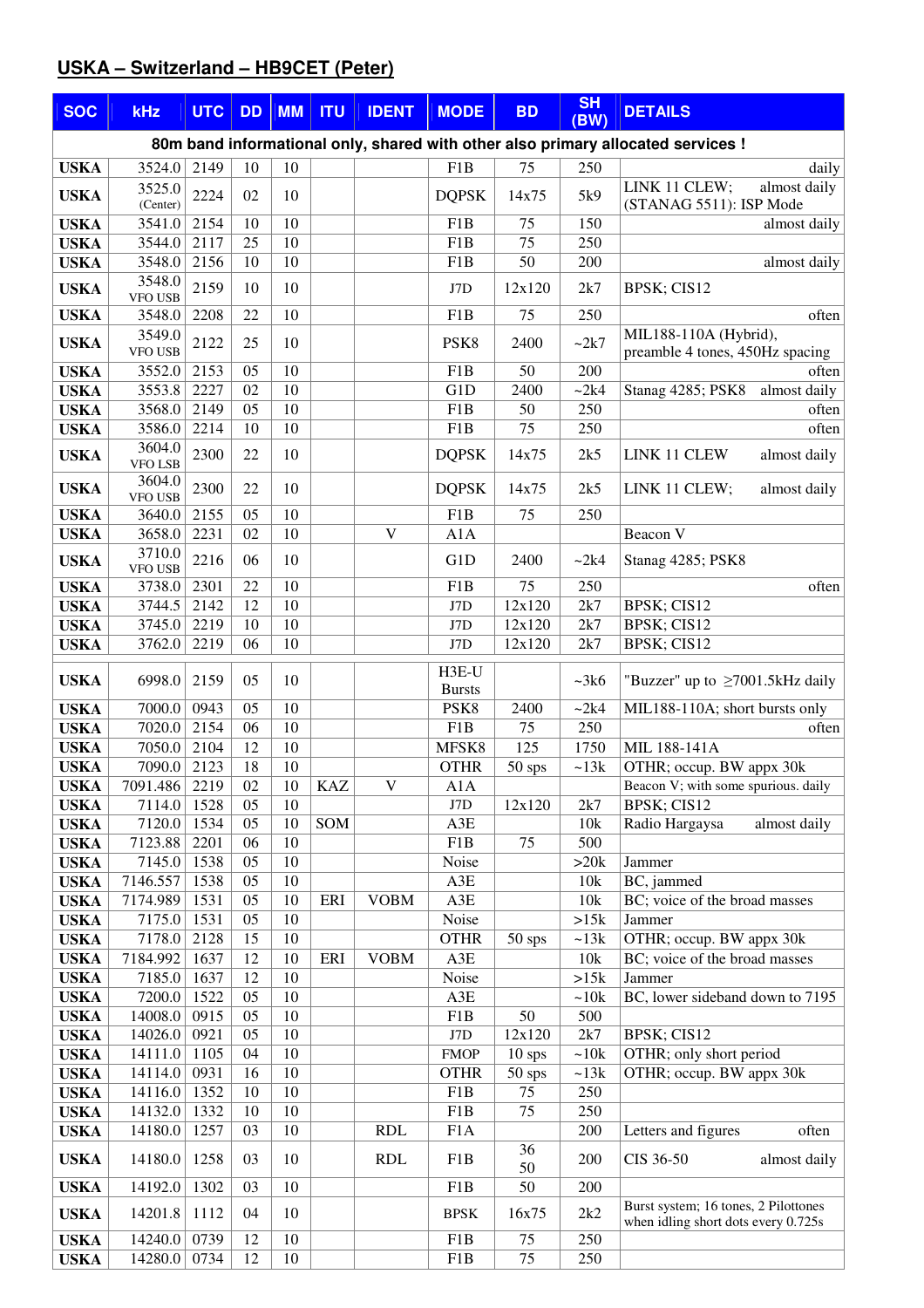## USKA – Switzerland – HB9CET (Peter)

| SOC | kHz | UTC | DD | MM | ITU | IDENT | MODE | BD | SH (BW) | DETAILS |
|---|---|---|---|---|---|---|---|---|---|---|
| **80m band informational only, shared with other also primary allocated services !** | | | | | | | | | | |
| USKA | 3524.0 | 2149 | 10 | 10 | | | F1B | 75 | 250 | daily |
| USKA | 3525.0 (Center) | 2224 | 02 | 10 | | | DQPSK | 14x75 | 5k9 | LINK 11 CLEW; almost daily (STANAG 5511): ISP Mode |
| USKA | 3541.0 | 2154 | 10 | 10 | | | F1B | 75 | 150 | almost daily |
| USKA | 3544.0 | 2117 | 25 | 10 | | | F1B | 75 | 250 | |
| USKA | 3548.0 | 2156 | 10 | 10 | | | F1B | 50 | 200 | almost daily |
| USKA | 3548.0 VFO USB | 2159 | 10 | 10 | | | J7D | 12x120 | 2k7 | BPSK; CIS12 |
| USKA | 3548.0 | 2208 | 22 | 10 | | | F1B | 75 | 250 | often |
| USKA | 3549.0 VFO USB | 2122 | 25 | 10 | | | PSK8 | 2400 | ~2k7 | MIL188-110A (Hybrid), preamble 4 tones, 450Hz spacing |
| USKA | 3552.0 | 2153 | 05 | 10 | | | F1B | 50 | 200 | often |
| USKA | 3553.8 | 2227 | 02 | 10 | | | G1D | 2400 | ~2k4 | Stanag 4285; PSK8 almost daily |
| USKA | 3568.0 | 2149 | 05 | 10 | | | F1B | 50 | 250 | often |
| USKA | 3586.0 | 2214 | 10 | 10 | | | F1B | 75 | 250 | often |
| USKA | 3604.0 VFO LSB | 2300 | 22 | 10 | | | DQPSK | 14x75 | 2k5 | LINK 11 CLEW almost daily |
| USKA | 3604.0 VFO USB | 2300 | 22 | 10 | | | DQPSK | 14x75 | 2k5 | LINK 11 CLEW; almost daily |
| USKA | 3640.0 | 2155 | 05 | 10 | | | F1B | 75 | 250 | |
| USKA | 3658.0 | 2231 | 02 | 10 | | V | A1A | | | Beacon V |
| USKA | 3710.0 VFO USB | 2216 | 06 | 10 | | | G1D | 2400 | ~2k4 | Stanag 4285; PSK8 |
| USKA | 3738.0 | 2301 | 22 | 10 | | | F1B | 75 | 250 | often |
| USKA | 3744.5 | 2142 | 12 | 10 | | | J7D | 12x120 | 2k7 | BPSK; CIS12 |
| USKA | 3745.0 | 2219 | 10 | 10 | | | J7D | 12x120 | 2k7 | BPSK; CIS12 |
| USKA | 3762.0 | 2219 | 06 | 10 | | | J7D | 12x120 | 2k7 | BPSK; CIS12 |
| USKA | 6998.0 | 2159 | 05 | 10 | | | H3E-U Bursts | | ~3k6 | "Buzzer" up to ≥7001.5kHz daily |
| USKA | 7000.0 | 0943 | 05 | 10 | | | PSK8 | 2400 | ~2k4 | MIL188-110A; short bursts only |
| USKA | 7020.0 | 2154 | 06 | 10 | | | F1B | 75 | 250 | often |
| USKA | 7050.0 | 2104 | 12 | 10 | | | MFSK8 | 125 | 1750 | MIL 188-141A |
| USKA | 7090.0 | 2123 | 18 | 10 | | | OTHR | 50 sps | ~13k | OTHR; occup. BW appx 30k |
| USKA | 7091.486 | 2219 | 02 | 10 | KAZ | V | A1A | | | Beacon V; with some spurious. daily |
| USKA | 7114.0 | 1528 | 05 | 10 | | | J7D | 12x120 | 2k7 | BPSK; CIS12 |
| USKA | 7120.0 | 1534 | 05 | 10 | SOM | | A3E | | 10k | Radio Hargaysa almost daily |
| USKA | 7123.88 | 2201 | 06 | 10 | | | F1B | 75 | 500 | |
| USKA | 7145.0 | 1538 | 05 | 10 | | | Noise | | >20k | Jammer |
| USKA | 7146.557 | 1538 | 05 | 10 | | | A3E | | 10k | BC, jammed |
| USKA | 7174.989 | 1531 | 05 | 10 | ERI | VOBM | A3E | | 10k | BC; voice of the broad masses |
| USKA | 7175.0 | 1531 | 05 | 10 | | | Noise | | >15k | Jammer |
| USKA | 7178.0 | 2128 | 15 | 10 | | | OTHR | 50 sps | ~13k | OTHR; occup. BW appx 30k |
| USKA | 7184.992 | 1637 | 12 | 10 | ERI | VOBM | A3E | | 10k | BC; voice of the broad masses |
| USKA | 7185.0 | 1637 | 12 | 10 | | | Noise | | >15k | Jammer |
| USKA | 7200.0 | 1522 | 05 | 10 | | | A3E | | ~10k | BC, lower sideband down to 7195 |
| USKA | 14008.0 | 0915 | 05 | 10 | | | F1B | 50 | 500 | |
| USKA | 14026.0 | 0921 | 05 | 10 | | | J7D | 12x120 | 2k7 | BPSK; CIS12 |
| USKA | 14111.0 | 1105 | 04 | 10 | | | FMOP | 10 sps | ~10k | OTHR; only short period |
| USKA | 14114.0 | 0931 | 16 | 10 | | | OTHR | 50 sps | ~13k | OTHR; occup. BW appx 30k |
| USKA | 14116.0 | 1352 | 10 | 10 | | | F1B | 75 | 250 | |
| USKA | 14132.0 | 1332 | 10 | 10 | | | F1B | 75 | 250 | |
| USKA | 14180.0 | 1257 | 03 | 10 | | RDL | F1A | | 200 | Letters and figures often |
| USKA | 14180.0 | 1258 | 03 | 10 | | RDL | F1B | 36 50 | 200 | CIS 36-50 almost daily |
| USKA | 14192.0 | 1302 | 03 | 10 | | | F1B | 50 | 200 | |
| USKA | 14201.8 | 1112 | 04 | 10 | | | BPSK | 16x75 | 2k2 | Burst system; 16 tones, 2 Pilottones when idling short dots every 0.725s |
| USKA | 14240.0 | 0739 | 12 | 10 | | | F1B | 75 | 250 | |
| USKA | 14280.0 | 0734 | 12 | 10 | | | F1B | 75 | 250 | |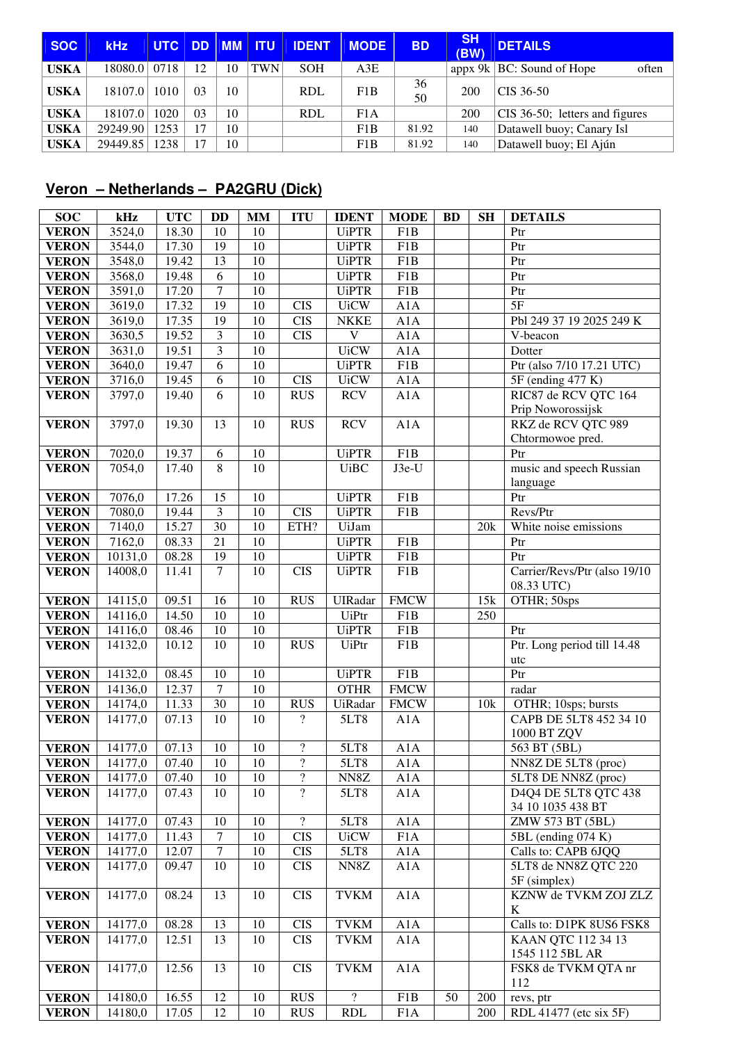| SOC | kHz | UTC | DD | MM | ITU | IDENT | MODE | BD | SH (BW) | DETAILS |
|---|---|---|---|---|---|---|---|---|---|---|
| USKA | 18080.0 | 0718 | 12 | 10 | TWN | SOH | A3E | | appx 9k | BC: Sound of Hope often |
| USKA | 18107.0 | 1010 | 03 | 10 | | RDL | F1B | 36 50 | 200 | CIS 36-50 |
| USKA | 18107.0 | 1020 | 03 | 10 | | RDL | F1A | | 200 | CIS 36-50; letters and figures |
| USKA | 29249.90 | 1253 | 17 | 10 | | | F1B | 81.92 | 140 | Datawell buoy; Canary Isl |
| USKA | 29449.85 | 1238 | 17 | 10 | | | F1B | 81.92 | 140 | Datawell buoy; El Ajún |

## Veron – Netherlands – PA2GRU (Dick)

| SOC | kHz | UTC | DD | MM | ITU | IDENT | MODE | BD | SH | DETAILS |
|---|---|---|---|---|---|---|---|---|---|---|
| VERON | 3524,0 | 18.30 | 10 | 10 | | UiPTR | F1B | | | Ptr |
| VERON | 3544,0 | 17.30 | 19 | 10 | | UiPTR | F1B | | | Ptr |
| VERON | 3548,0 | 19.42 | 13 | 10 | | UiPTR | F1B | | | Ptr |
| VERON | 3568,0 | 19.48 | 6 | 10 | | UiPTR | F1B | | | Ptr |
| VERON | 3591,0 | 17.20 | 7 | 10 | | UiPTR | F1B | | | Ptr |
| VERON | 3619,0 | 17.32 | 19 | 10 | CIS | UiCW | A1A | | | 5F |
| VERON | 3619,0 | 17.35 | 19 | 10 | CIS | NKKE | A1A | | | Pbl 249 37 19 2025 249 K |
| VERON | 3630,5 | 19.52 | 3 | 10 | CIS | V | A1A | | | V-beacon |
| VERON | 3631,0 | 19.51 | 3 | 10 | | UiCW | A1A | | | Dotter |
| VERON | 3640,0 | 19.47 | 6 | 10 | | UiPTR | F1B | | | Ptr (also 7/10 17.21 UTC) |
| VERON | 3716,0 | 19.45 | 6 | 10 | CIS | UiCW | A1A | | | 5F (ending 477 K) |
| VERON | 3797,0 | 19.40 | 6 | 10 | RUS | RCV | A1A | | | RIC87 de RCV QTC 164 Prip Noworossijsk |
| VERON | 3797,0 | 19.30 | 13 | 10 | RUS | RCV | A1A | | | RKZ de RCV QTC 989 Chtormowoe pred. |
| VERON | 7020,0 | 19.37 | 6 | 10 | | UiPTR | F1B | | | Ptr |
| VERON | 7054,0 | 17.40 | 8 | 10 | | UiBC | J3e-U | | | music and speech Russian language |
| VERON | 7076,0 | 17.26 | 15 | 10 | | UiPTR | F1B | | | Ptr |
| VERON | 7080,0 | 19.44 | 3 | 10 | CIS | UiPTR | F1B | | | Revs/Ptr |
| VERON | 7140,0 | 15.27 | 30 | 10 | ETH? | UiJam | | | 20k | White noise emissions |
| VERON | 7162,0 | 08.33 | 21 | 10 | | UiPTR | F1B | | | Ptr |
| VERON | 10131,0 | 08.28 | 19 | 10 | | UiPTR | F1B | | | Ptr |
| VERON | 14008,0 | 11.41 | 7 | 10 | CIS | UiPTR | F1B | | | Carrier/Revs/Ptr (also 19/10 08.33 UTC) |
| VERON | 14115,0 | 09.51 | 16 | 10 | RUS | UIRadar | FMCW | | 15k | OTHR; 50sps |
| VERON | 14116,0 | 14.50 | 10 | 10 | | UiPtr | F1B | | 250 | |
| VERON | 14116,0 | 08.46 | 10 | 10 | | UiPTR | F1B | | | Ptr |
| VERON | 14132,0 | 10.12 | 10 | 10 | RUS | UiPtr | F1B | | | Ptr. Long period till 14.48 utc |
| VERON | 14132,0 | 08.45 | 10 | 10 | | UiPTR | F1B | | | Ptr |
| VERON | 14136,0 | 12.37 | 7 | 10 | | OTHR | FMCW | | | radar |
| VERON | 14174,0 | 11.33 | 30 | 10 | RUS | UiRadar | FMCW | | 10k | OTHR; 10sps; bursts |
| VERON | 14177,0 | 07.13 | 10 | 10 | ? | 5LT8 | A1A | | | CAPB DE 5LT8 452 34 10 1000 BT ZQV |
| VERON | 14177,0 | 07.13 | 10 | 10 | ? | 5LT8 | A1A | | | 563 BT (5BL) |
| VERON | 14177,0 | 07.40 | 10 | 10 | ? | 5LT8 | A1A | | | NN8Z DE 5LT8 (proc) |
| VERON | 14177,0 | 07.40 | 10 | 10 | ? | NN8Z | A1A | | | 5LT8 DE NN8Z (proc) |
| VERON | 14177,0 | 07.43 | 10 | 10 | ? | 5LT8 | A1A | | | D4Q4 DE 5LT8 QTC 438 34 10 1035 438 BT |
| VERON | 14177,0 | 07.43 | 10 | 10 | ? | 5LT8 | A1A | | | ZMW 573 BT (5BL) |
| VERON | 14177,0 | 11.43 | 7 | 10 | CIS | UiCW | F1A | | | 5BL (ending 074 K) |
| VERON | 14177,0 | 12.07 | 7 | 10 | CIS | 5LT8 | A1A | | | Calls to: CAPB 6JQQ |
| VERON | 14177,0 | 09.47 | 10 | 10 | CIS | NN8Z | A1A | | | 5LT8 de NN8Z QTC 220 5F (simplex) |
| VERON | 14177,0 | 08.24 | 13 | 10 | CIS | TVKM | A1A | | | KZNW de TVKM ZOJ ZLZ K |
| VERON | 14177,0 | 08.28 | 13 | 10 | CIS | TVKM | A1A | | | Calls to: D1PK 8US6 FSK8 |
| VERON | 14177,0 | 12.51 | 13 | 10 | CIS | TVKM | A1A | | | KAAN QTC 112 34 13 1545 112 5BL AR |
| VERON | 14177,0 | 12.56 | 13 | 10 | CIS | TVKM | A1A | | | FSK8 de TVKM QTA nr 112 |
| VERON | 14180,0 | 16.55 | 12 | 10 | RUS | ? | F1B | 50 | 200 | revs, ptr |
| VERON | 14180,0 | 17.05 | 12 | 10 | RUS | RDL | F1A | | 200 | RDL 41477 (etc six 5F) |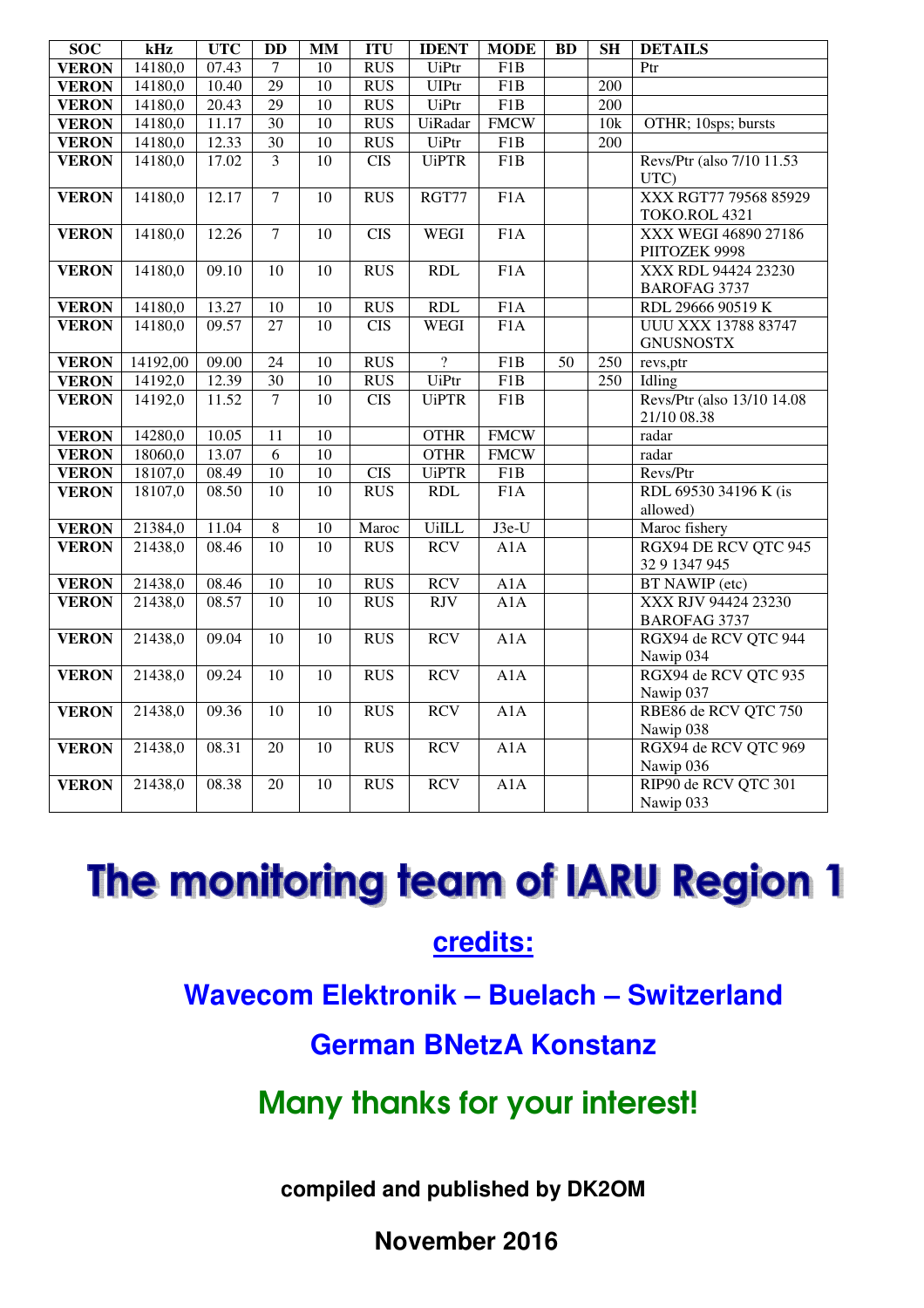| SOC | kHz | UTC | DD | MM | ITU | IDENT | MODE | BD | SH | DETAILS |
|---|---|---|---|---|---|---|---|---|---|---|
| **VERON** | 14180,0 | 07.43 | 7 | 10 | RUS | UiPtr | F1B | | | Ptr |
| **VERON** | 14180,0 | 10.40 | 29 | 10 | RUS | UIPtr | F1B | | 200 | |
| **VERON** | 14180,0 | 20.43 | 29 | 10 | RUS | UiPtr | F1B | | 200 | |
| **VERON** | 14180,0 | 11.17 | 30 | 10 | RUS | UiRadar | FMCW | | 10k | OTHR; 10sps; bursts |
| **VERON** | 14180,0 | 12.33 | 30 | 10 | RUS | UiPtr | F1B | | 200 | |
| **VERON** | 14180,0 | 17.02 | 3 | 10 | CIS | UiPTR | F1B | | | Revs/Ptr (also 7/10 11.53 UTC) |
| **VERON** | 14180,0 | 12.17 | 7 | 10 | RUS | RGT77 | F1A | | | XXX RGT77 79568 85929 TOKO.ROL 4321 |
| **VERON** | 14180,0 | 12.26 | 7 | 10 | CIS | WEGI | F1A | | | XXX WEGI 46890 27186 PIITOZEK 9998 |
| **VERON** | 14180,0 | 09.10 | 10 | 10 | RUS | RDL | F1A | | | XXX RDL 94424 23230 BAROFAG 3737 |
| **VERON** | 14180,0 | 13.27 | 10 | 10 | RUS | RDL | F1A | | | RDL 29666 90519 K |
| **VERON** | 14180,0 | 09.57 | 27 | 10 | CIS | WEGI | F1A | | | UUU XXX 13788 83747 GNUSNOSTX |
| **VERON** | 14192,00 | 09.00 | 24 | 10 | RUS | ? | F1B | 50 | 250 | revs,ptr |
| **VERON** | 14192,0 | 12.39 | 30 | 10 | RUS | UiPtr | F1B | | 250 | Idling |
| **VERON** | 14192,0 | 11.52 | 7 | 10 | CIS | UiPTR | F1B | | | Revs/Ptr (also 13/10 14.08 21/10 08.38 |
| **VERON** | 14280,0 | 10.05 | 11 | 10 | | OTHR | FMCW | | | radar |
| **VERON** | 18060,0 | 13.07 | 6 | 10 | | OTHR | FMCW | | | radar |
| **VERON** | 18107,0 | 08.49 | 10 | 10 | CIS | UiPTR | F1B | | | Revs/Ptr |
| **VERON** | 18107,0 | 08.50 | 10 | 10 | RUS | RDL | F1A | | | RDL 69530 34196 K (is allowed) |
| **VERON** | 21384,0 | 11.04 | 8 | 10 | Maroc | UiLL | J3e-U | | | Maroc fishery |
| **VERON** | 21438,0 | 08.46 | 10 | 10 | RUS | RCV | A1A | | | RGX94 DE RCV QTC 945 32 9 1347 945 |
| **VERON** | 21438,0 | 08.46 | 10 | 10 | RUS | RCV | A1A | | | BT NAWIP (etc) |
| **VERON** | 21438,0 | 08.57 | 10 | 10 | RUS | RJV | A1A | | | XXX RJV 94424 23230 BAROFAG 3737 |
| **VERON** | 21438,0 | 09.04 | 10 | 10 | RUS | RCV | A1A | | | RGX94 de RCV QTC 944 Nawip 034 |
| **VERON** | 21438,0 | 09.24 | 10 | 10 | RUS | RCV | A1A | | | RGX94 de RCV QTC 935 Nawip 037 |
| **VERON** | 21438,0 | 09.36 | 10 | 10 | RUS | RCV | A1A | | | RBE86 de RCV QTC 750 Nawip 038 |
| **VERON** | 21438,0 | 08.31 | 20 | 10 | RUS | RCV | A1A | | | RGX94 de RCV QTC 969 Nawip 036 |
| **VERON** | 21438,0 | 08.38 | 20 | 10 | RUS | RCV | A1A | | | RIP90 de RCV QTC 301 Nawip 033 |

# The monitoring team of IARU Region 1

**credits:**

**Wavecom Elektronik – Buelach – Switzerland**

**German BNetzA Konstanz**

**Many thanks for your interest!**

**compiled and published by DK2OM**

**November 2016**